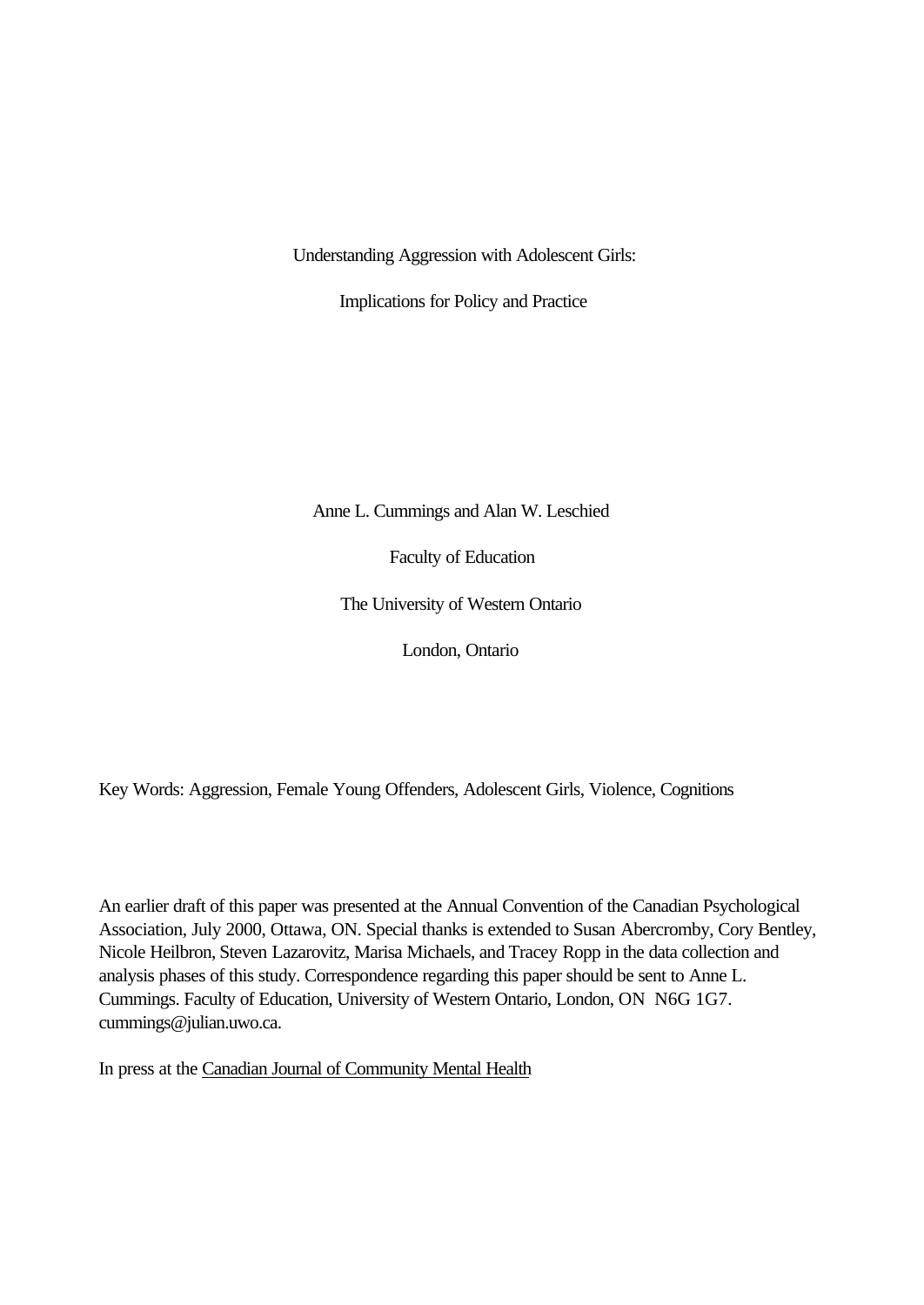# Understanding Aggression with Adolescent Girls:

# Implications for Policy and Practice

Anne L. Cummings and Alan W. Leschied

Faculty of Education

The University of Western Ontario

London, Ontario

Key Words: Aggression, Female Young Offenders, Adolescent Girls, Violence, Cognitions

An earlier draft of this paper was presented at the Annual Convention of the Canadian Psychological Association, July 2000, Ottawa, ON. Special thanks is extended to Susan Abercromby, Cory Bentley, Nicole Heilbron, Steven Lazarovitz, Marisa Michaels, and Tracey Ropp in the data collection and analysis phases of this study. Correspondence regarding this paper should be sent to Anne L. Cummings. Faculty of Education, University of Western Ontario, London, ON N6G 1G7. cummings@julian.uwo.ca.

In press at the Canadian Journal of Community Mental Health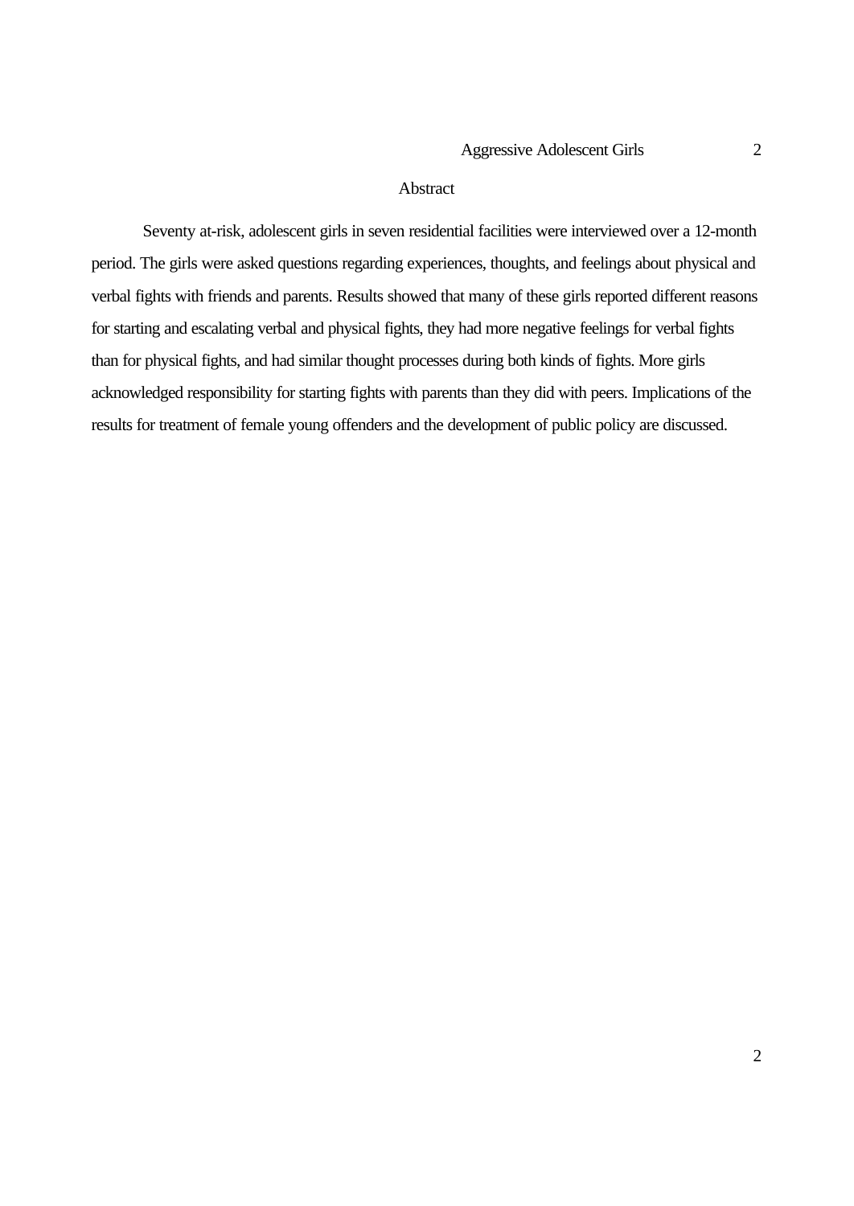## Abstract

Seventy at-risk, adolescent girls in seven residential facilities were interviewed over a 12-month period. The girls were asked questions regarding experiences, thoughts, and feelings about physical and verbal fights with friends and parents. Results showed that many of these girls reported different reasons for starting and escalating verbal and physical fights, they had more negative feelings for verbal fights than for physical fights, and had similar thought processes during both kinds of fights. More girls acknowledged responsibility for starting fights with parents than they did with peers. Implications of the results for treatment of female young offenders and the development of public policy are discussed.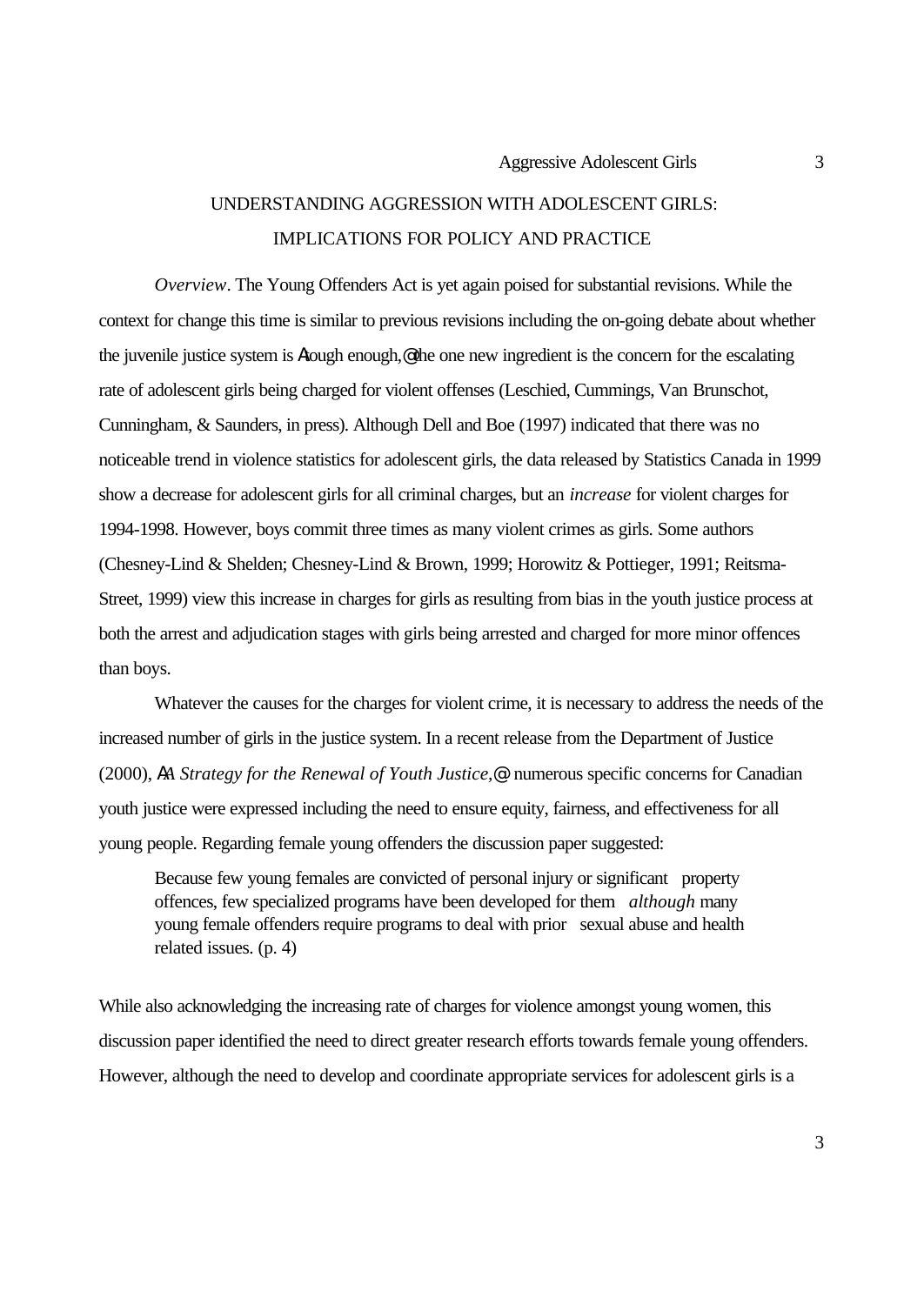# UNDERSTANDING AGGRESSION WITH ADOLESCENT GIRLS: IMPLICATIONS FOR POLICY AND PRACTICE

*Overview*. The Young Offenders Act is yet again poised for substantial revisions. While the context for change this time is similar to previous revisions including the on-going debate about whether the juvenile justice system is Atough enough,@ the one new ingredient is the concern for the escalating rate of adolescent girls being charged for violent offenses (Leschied, Cummings, Van Brunschot, Cunningham, & Saunders, in press). Although Dell and Boe (1997) indicated that there was no noticeable trend in violence statistics for adolescent girls, the data released by Statistics Canada in 1999 show a decrease for adolescent girls for all criminal charges, but an *increase* for violent charges for 1994-1998. However, boys commit three times as many violent crimes as girls. Some authors (Chesney-Lind & Shelden; Chesney-Lind & Brown, 1999; Horowitz & Pottieger, 1991; Reitsma-Street, 1999) view this increase in charges for girls as resulting from bias in the youth justice process at both the arrest and adjudication stages with girls being arrested and charged for more minor offences than boys.

Whatever the causes for the charges for violent crime, it is necessary to address the needs of the increased number of girls in the justice system. In a recent release from the Department of Justice (2000), A*A Strategy for the Renewal of Youth Justice,*@ numerous specific concerns for Canadian youth justice were expressed including the need to ensure equity, fairness, and effectiveness for all young people. Regarding female young offenders the discussion paper suggested:

> Because few young females are convicted of personal injury or significant property offences, few specialized programs have been developed for them *although* many young female offenders require programs to deal with prior sexual abuse and health related issues. (p. 4)

While also acknowledging the increasing rate of charges for violence amongst young women, this discussion paper identified the need to direct greater research efforts towards female young offenders. However, although the need to develop and coordinate appropriate services for adolescent girls is a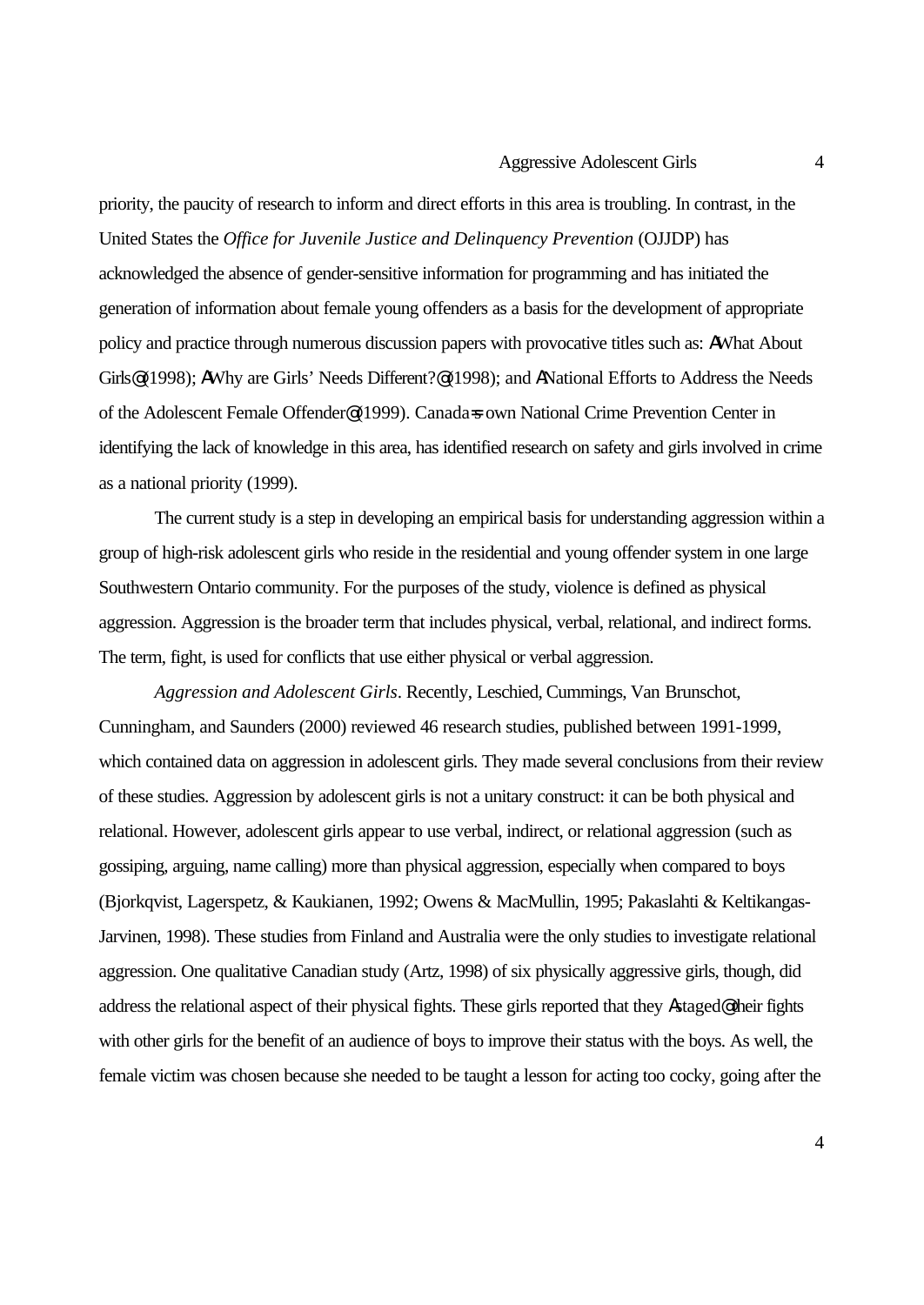priority, the paucity of research to inform and direct efforts in this area is troubling. In contrast, in the United States the *Office for Juvenile Justice and Delinquency Prevention* (OJJDP) has acknowledged the absence of gender-sensitive information for programming and has initiated the generation of information about female young offenders as a basis for the development of appropriate policy and practice through numerous discussion papers with provocative titles such as: ΑWhat About Girls@ (1998); ΑWhy are Girls' Needs Different?@ (1998); and ΑNational Efforts to Address the Needs of the Adolescent Female Offender@ (1999). Canada=s own National Crime Prevention Center in identifying the lack of knowledge in this area, has identified research on safety and girls involved in crime as a national priority (1999).

The current study is a step in developing an empirical basis for understanding aggression within a group of high-risk adolescent girls who reside in the residential and young offender system in one large Southwestern Ontario community. For the purposes of the study, violence is defined as physical aggression. Aggression is the broader term that includes physical, verbal, relational, and indirect forms. The term, fight, is used for conflicts that use either physical or verbal aggression.

*Aggression and Adolescent Girls*. Recently, Leschied, Cummings, Van Brunschot, Cunningham, and Saunders (2000) reviewed 46 research studies, published between 1991-1999, which contained data on aggression in adolescent girls. They made several conclusions from their review of these studies. Aggression by adolescent girls is not a unitary construct: it can be both physical and relational. However, adolescent girls appear to use verbal, indirect, or relational aggression (such as gossiping, arguing, name calling) more than physical aggression, especially when compared to boys (Bjorkqvist, Lagerspetz, & Kaukianen, 1992; Owens & MacMullin, 1995; Pakaslahti & Keltikangas-Jarvinen, 1998). These studies from Finland and Australia were the only studies to investigate relational aggression. One qualitative Canadian study (Artz, 1998) of six physically aggressive girls, though, did address the relational aspect of their physical fights. These girls reported that they Αstaged@ their fights with other girls for the benefit of an audience of boys to improve their status with the boys. As well, the female victim was chosen because she needed to be taught a lesson for acting too cocky, going after the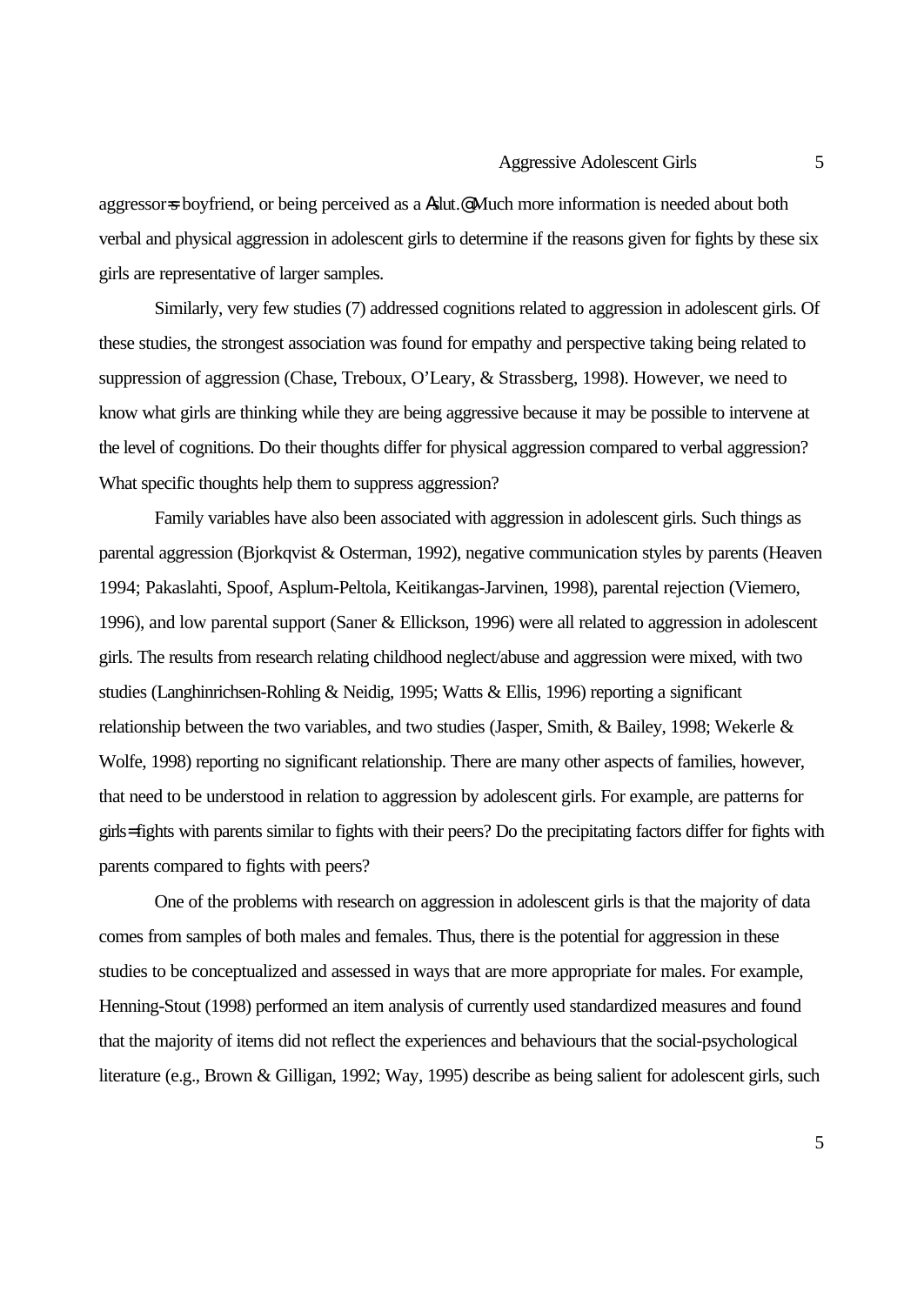aggressor=s boyfriend, or being perceived as a Aslut.@ Much more information is needed about both verbal and physical aggression in adolescent girls to determine if the reasons given for fights by these six girls are representative of larger samples.

Similarly, very few studies (7) addressed cognitions related to aggression in adolescent girls. Of these studies, the strongest association was found for empathy and perspective taking being related to suppression of aggression (Chase, Treboux, O'Leary, & Strassberg, 1998). However, we need to know what girls are thinking while they are being aggressive because it may be possible to intervene at the level of cognitions. Do their thoughts differ for physical aggression compared to verbal aggression? What specific thoughts help them to suppress aggression?

Family variables have also been associated with aggression in adolescent girls. Such things as parental aggression (Bjorkqvist & Osterman, 1992), negative communication styles by parents (Heaven 1994; Pakaslahti, Spoof, Asplum-Peltola, Keitikangas-Jarvinen, 1998), parental rejection (Viemero, 1996), and low parental support (Saner & Ellickson, 1996) were all related to aggression in adolescent girls. The results from research relating childhood neglect/abuse and aggression were mixed, with two studies (Langhinrichsen-Rohling & Neidig, 1995; Watts & Ellis, 1996) reporting a significant relationship between the two variables, and two studies (Jasper, Smith, & Bailey, 1998; Wekerle & Wolfe, 1998) reporting no significant relationship. There are many other aspects of families, however, that need to be understood in relation to aggression by adolescent girls. For example, are patterns for girls= fights with parents similar to fights with their peers? Do the precipitating factors differ for fights with parents compared to fights with peers?

One of the problems with research on aggression in adolescent girls is that the majority of data comes from samples of both males and females. Thus, there is the potential for aggression in these studies to be conceptualized and assessed in ways that are more appropriate for males. For example, Henning-Stout (1998) performed an item analysis of currently used standardized measures and found that the majority of items did not reflect the experiences and behaviours that the social-psychological literature (e.g., Brown & Gilligan, 1992; Way, 1995) describe as being salient for adolescent girls, such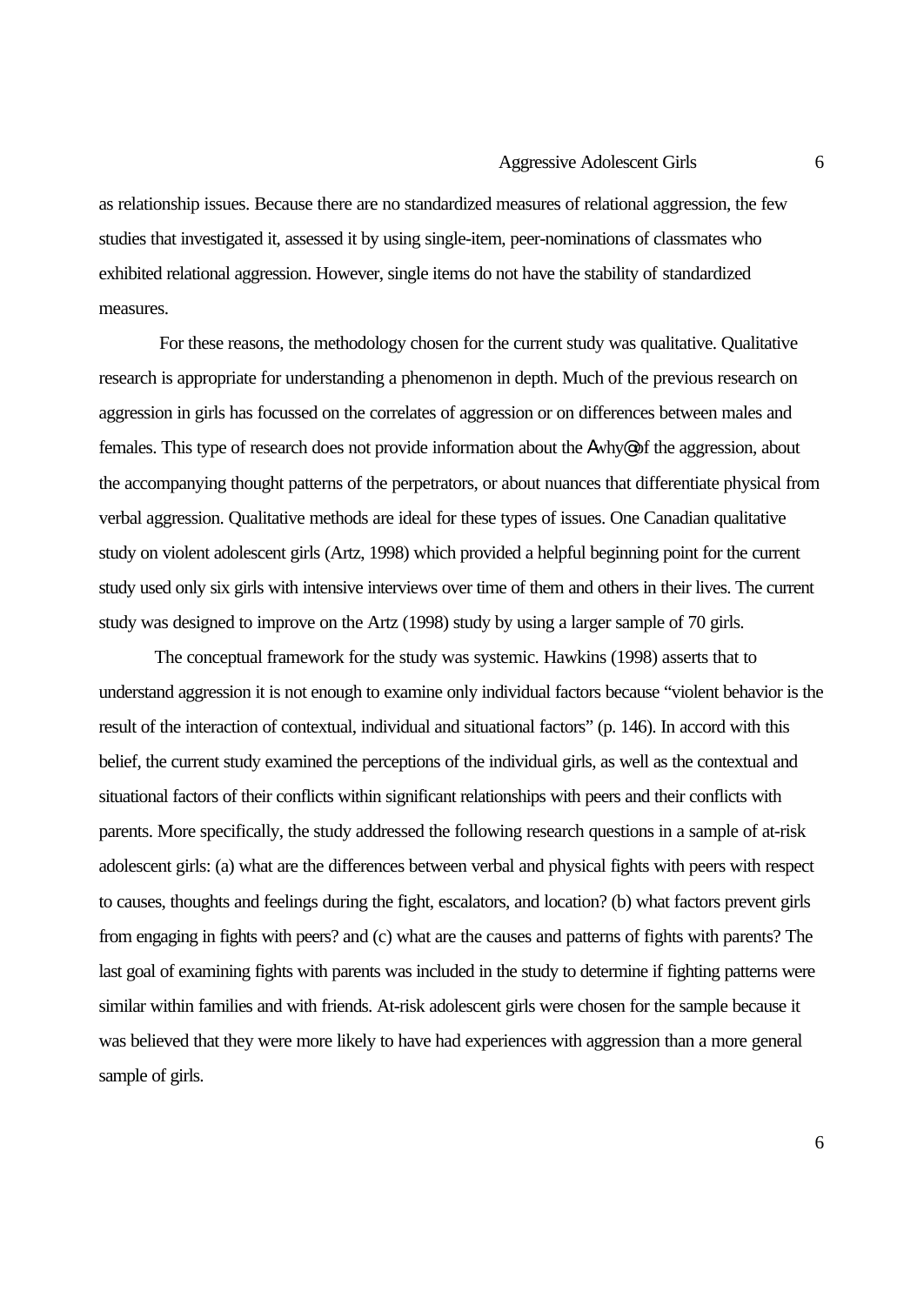as relationship issues. Because there are no standardized measures of relational aggression, the few studies that investigated it, assessed it by using single-item, peer-nominations of classmates who exhibited relational aggression. However, single items do not have the stability of standardized measures.

For these reasons, the methodology chosen for the current study was qualitative. Qualitative research is appropriate for understanding a phenomenon in depth. Much of the previous research on aggression in girls has focussed on the correlates of aggression or on differences between males and females. This type of research does not provide information about the Awhy@ of the aggression, about the accompanying thought patterns of the perpetrators, or about nuances that differentiate physical from verbal aggression. Qualitative methods are ideal for these types of issues. One Canadian qualitative study on violent adolescent girls (Artz, 1998) which provided a helpful beginning point for the current study used only six girls with intensive interviews over time of them and others in their lives. The current study was designed to improve on the Artz (1998) study by using a larger sample of 70 girls.

The conceptual framework for the study was systemic. Hawkins (1998) asserts that to understand aggression it is not enough to examine only individual factors because "violent behavior is the result of the interaction of contextual, individual and situational factors" (p. 146). In accord with this belief, the current study examined the perceptions of the individual girls, as well as the contextual and situational factors of their conflicts within significant relationships with peers and their conflicts with parents. More specifically, the study addressed the following research questions in a sample of at-risk adolescent girls: (a) what are the differences between verbal and physical fights with peers with respect to causes, thoughts and feelings during the fight, escalators, and location? (b) what factors prevent girls from engaging in fights with peers? and (c) what are the causes and patterns of fights with parents? The last goal of examining fights with parents was included in the study to determine if fighting patterns were similar within families and with friends. At-risk adolescent girls were chosen for the sample because it was believed that they were more likely to have had experiences with aggression than a more general sample of girls.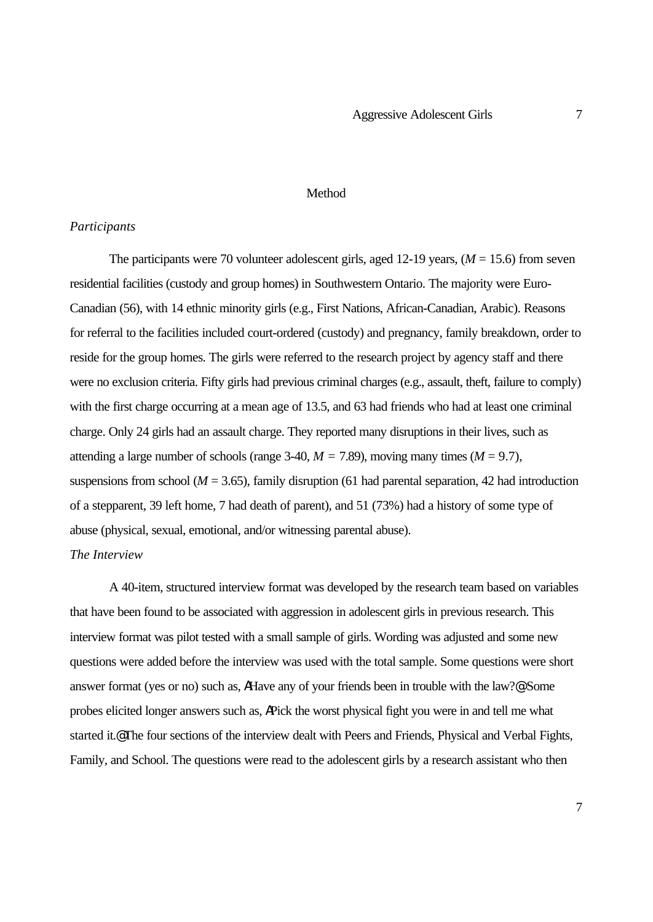# Method

## *Participants*

The participants were 70 volunteer adolescent girls, aged 12-19 years, (*M* = 15.6) from seven residential facilities (custody and group homes) in Southwestern Ontario. The majority were Euro-Canadian (56), with 14 ethnic minority girls (e.g., First Nations, African-Canadian, Arabic). Reasons for referral to the facilities included court-ordered (custody) and pregnancy, family breakdown, order to reside for the group homes. The girls were referred to the research project by agency staff and there were no exclusion criteria. Fifty girls had previous criminal charges (e.g., assault, theft, failure to comply) with the first charge occurring at a mean age of 13.5, and 63 had friends who had at least one criminal charge. Only 24 girls had an assault charge. They reported many disruptions in their lives, such as attending a large number of schools (range 3-40, *M* = 7.89), moving many times (*M* = 9.7), suspensions from school (*M* = 3.65), family disruption (61 had parental separation, 42 had introduction of a stepparent, 39 left home, 7 had death of parent), and 51 (73%) had a history of some type of abuse (physical, sexual, emotional, and/or witnessing parental abuse).

## *The Interview*

A 40-item, structured interview format was developed by the research team based on variables that have been found to be associated with aggression in adolescent girls in previous research. This interview format was pilot tested with a small sample of girls. Wording was adjusted and some new questions were added before the interview was used with the total sample. Some questions were short answer format (yes or no) such as, ΑHave any of your friends been in trouble with the law?@ Some probes elicited longer answers such as, ΑPick the worst physical fight you were in and tell me what started it.@ The four sections of the interview dealt with Peers and Friends, Physical and Verbal Fights, Family, and School. The questions were read to the adolescent girls by a research assistant who then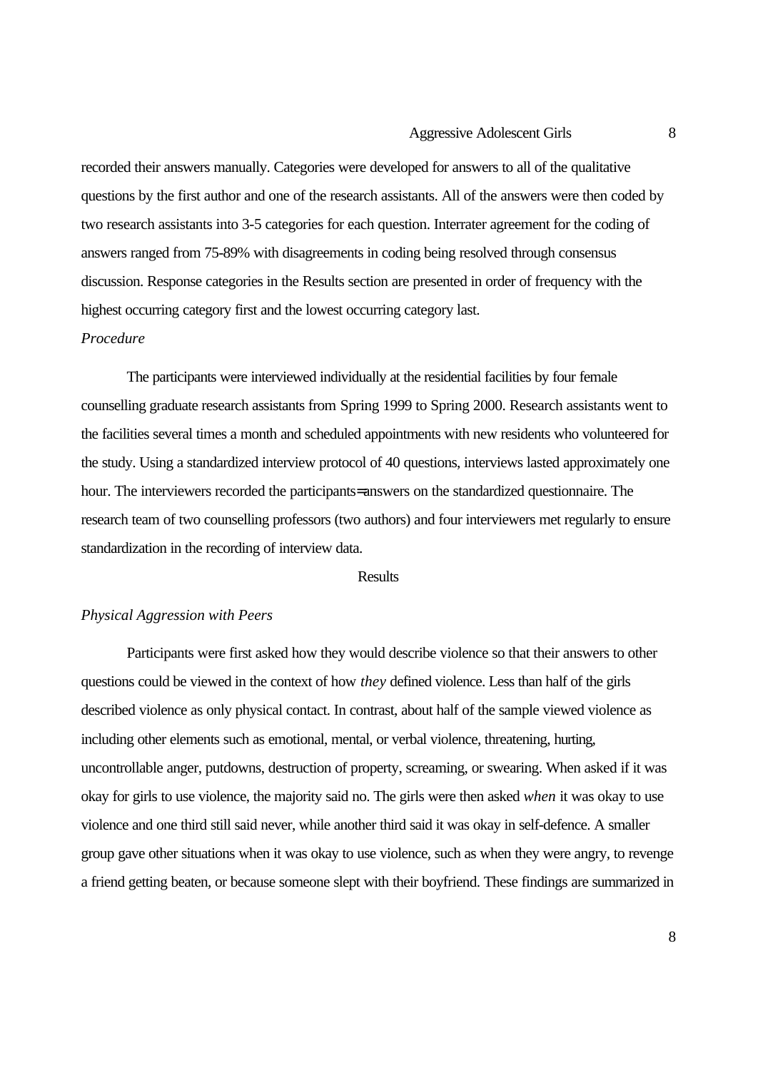recorded their answers manually. Categories were developed for answers to all of the qualitative questions by the first author and one of the research assistants. All of the answers were then coded by two research assistants into 3-5 categories for each question. Interrater agreement for the coding of answers ranged from 75-89% with disagreements in coding being resolved through consensus discussion. Response categories in the Results section are presented in order of frequency with the highest occurring category first and the lowest occurring category last.

*Procedure*

The participants were interviewed individually at the residential facilities by four female counselling graduate research assistants from Spring 1999 to Spring 2000. Research assistants went to the facilities several times a month and scheduled appointments with new residents who volunteered for the study. Using a standardized interview protocol of 40 questions, interviews lasted approximately one hour. The interviewers recorded the participants= answers on the standardized questionnaire. The research team of two counselling professors (two authors) and four interviewers met regularly to ensure standardization in the recording of interview data.

## Results

*Physical Aggression with Peers*

Participants were first asked how they would describe violence so that their answers to other questions could be viewed in the context of how *they* defined violence. Less than half of the girls described violence as only physical contact. In contrast, about half of the sample viewed violence as including other elements such as emotional, mental, or verbal violence, threatening, hurting, uncontrollable anger, putdowns, destruction of property, screaming, or swearing. When asked if it was okay for girls to use violence, the majority said no. The girls were then asked *when* it was okay to use violence and one third still said never, while another third said it was okay in self-defence. A smaller group gave other situations when it was okay to use violence, such as when they were angry, to revenge a friend getting beaten, or because someone slept with their boyfriend. These findings are summarized in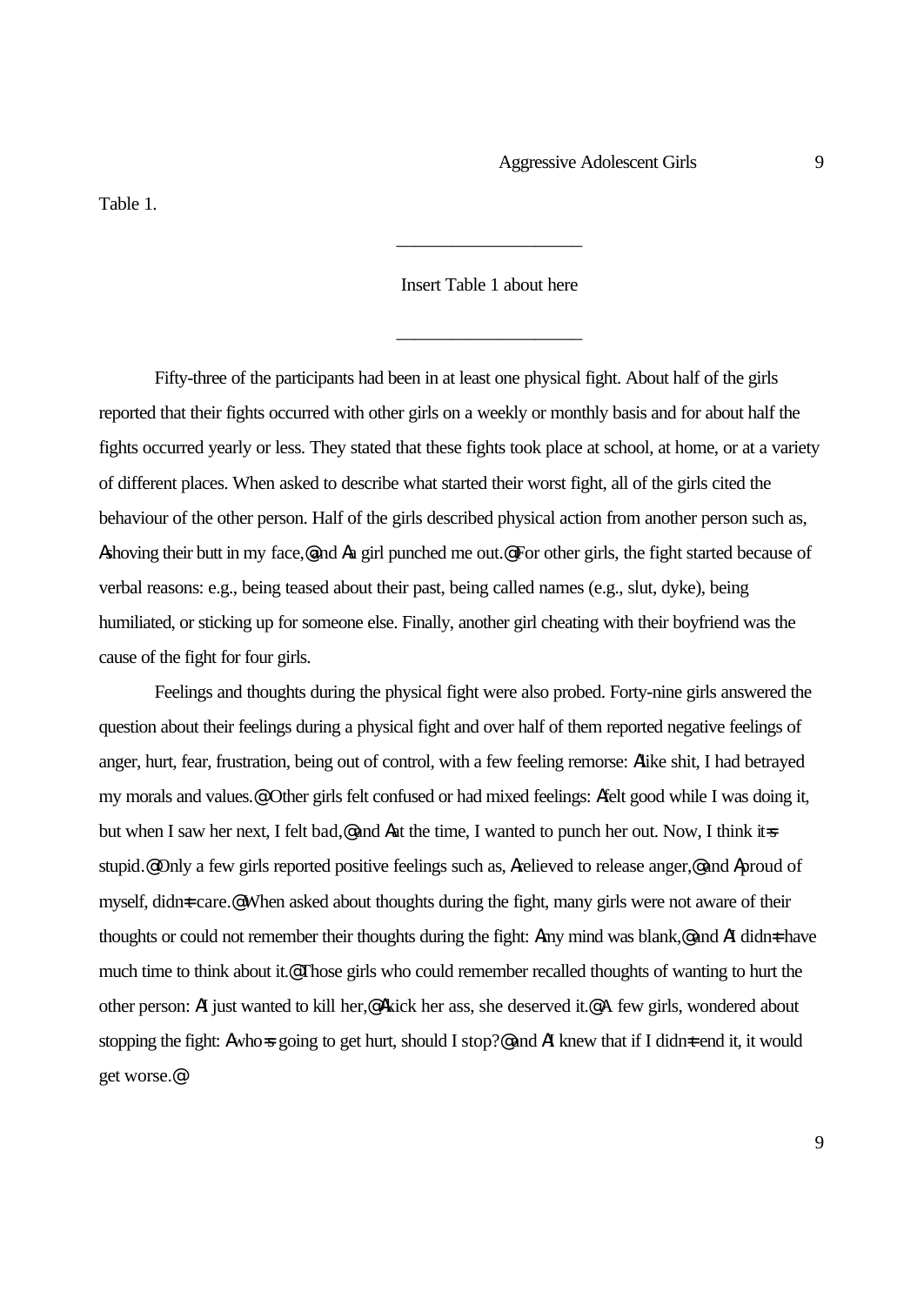Table 1.

---

Insert Table 1 about here

---

Fifty-three of the participants had been in at least one physical fight. About half of the girls reported that their fights occurred with other girls on a weekly or monthly basis and for about half the fights occurred yearly or less. They stated that these fights took place at school, at home, or at a variety of different places. When asked to describe what started their worst fight, all of the girls cited the behaviour of the other person. Half of the girls described physical action from another person such as, Ashoving their butt in my face,@ and Aa girl punched me out.@ For other girls, the fight started because of verbal reasons: e.g., being teased about their past, being called names (e.g., slut, dyke), being humiliated, or sticking up for someone else. Finally, another girl cheating with their boyfriend was the cause of the fight for four girls.

Feelings and thoughts during the physical fight were also probed. Forty-nine girls answered the question about their feelings during a physical fight and over half of them reported negative feelings of anger, hurt, fear, frustration, being out of control, with a few feeling remorse: Alike shit, I had betrayed my morals and values.@ Other girls felt confused or had mixed feelings: Afelt good while I was doing it, but when I saw her next, I felt bad,@ and Aat the time, I wanted to punch her out. Now, I think it=s stupid.@ Only a few girls reported positive feelings such as, Arelieved to release anger,@ and Aproud of myself, didn=t care.@ When asked about thoughts during the fight, many girls were not aware of their thoughts or could not remember their thoughts during the fight: Amy mind was blank,@ and AI didn=t have much time to think about it.@ Those girls who could remember recalled thoughts of wanting to hurt the other person: AI just wanted to kill her,@ Akick her ass, she deserved it.@ A few girls, wondered about stopping the fight: Awho=s going to get hurt, should I stop?@ and AI knew that if I didn=t end it, it would get worse.@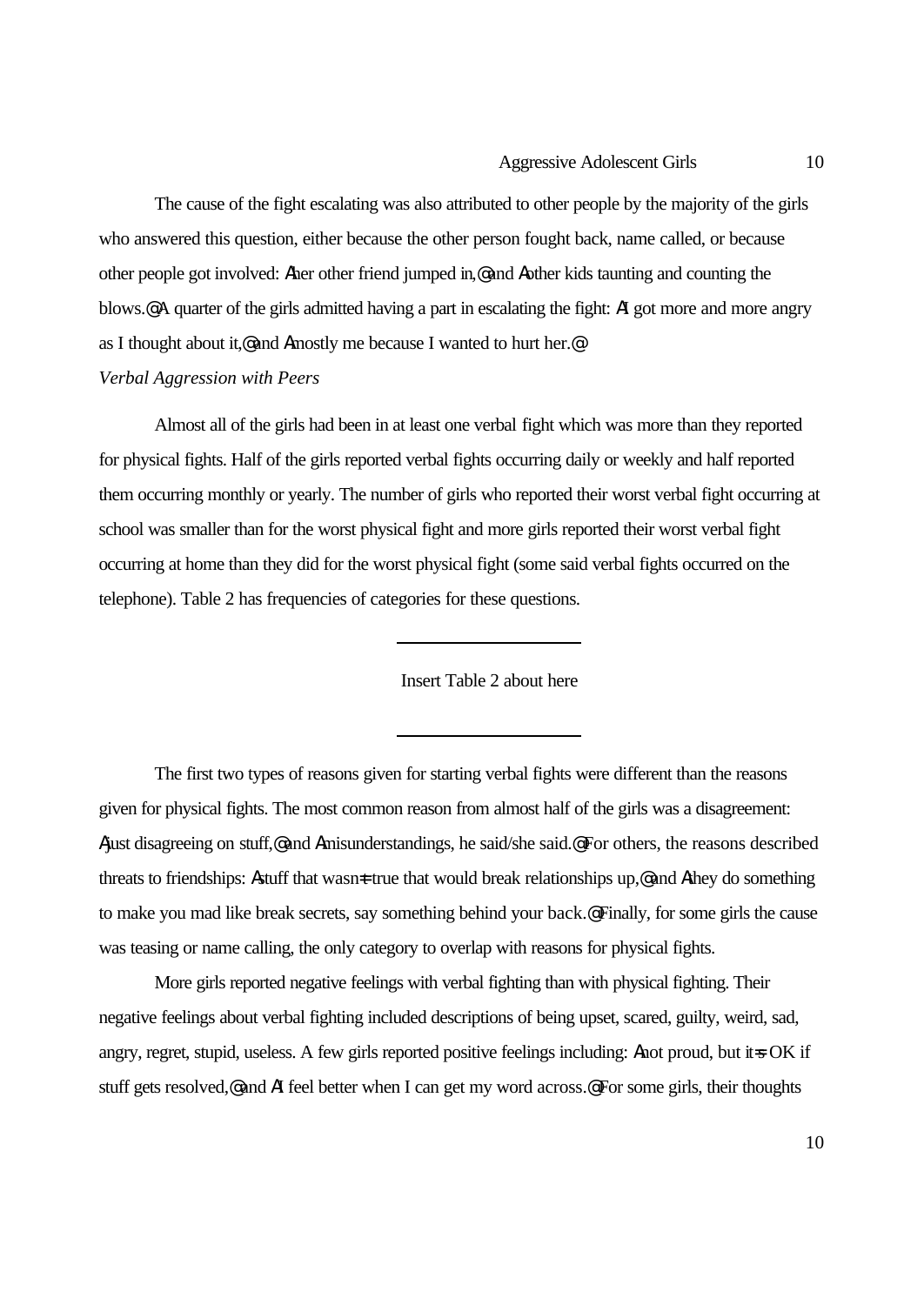The cause of the fight escalating was also attributed to other people by the majority of the girls who answered this question, either because the other person fought back, name called, or because other people got involved: Aher other friend jumped in,@ and Aother kids taunting and counting the blows.@ A quarter of the girls admitted having a part in escalating the fight: AI got more and more angry as I thought about it,@ and Amostly me because I wanted to hurt her.@

*Verbal Aggression with Peers*

Almost all of the girls had been in at least one verbal fight which was more than they reported for physical fights. Half of the girls reported verbal fights occurring daily or weekly and half reported them occurring monthly or yearly. The number of girls who reported their worst verbal fight occurring at school was smaller than for the worst physical fight and more girls reported their worst verbal fight occurring at home than they did for the worst physical fight (some said verbal fights occurred on the telephone). Table 2 has frequencies of categories for these questions.

---

Insert Table 2 about here

---

The first two types of reasons given for starting verbal fights were different than the reasons given for physical fights. The most common reason from almost half of the girls was a disagreement: Ajust disagreeing on stuff,@ and Amisunderstandings, he said/she said.@ For others, the reasons described threats to friendships: Astuff that wasn=t true that would break relationships up,@ and Athey do something to make you mad like break secrets, say something behind your back.@ Finally, for some girls the cause was teasing or name calling, the only category to overlap with reasons for physical fights.

More girls reported negative feelings with verbal fighting than with physical fighting. Their negative feelings about verbal fighting included descriptions of being upset, scared, guilty, weird, sad, angry, regret, stupid, useless. A few girls reported positive feelings including: Anot proud, but it=s OK if stuff gets resolved,@ and AI feel better when I can get my word across.@ For some girls, their thoughts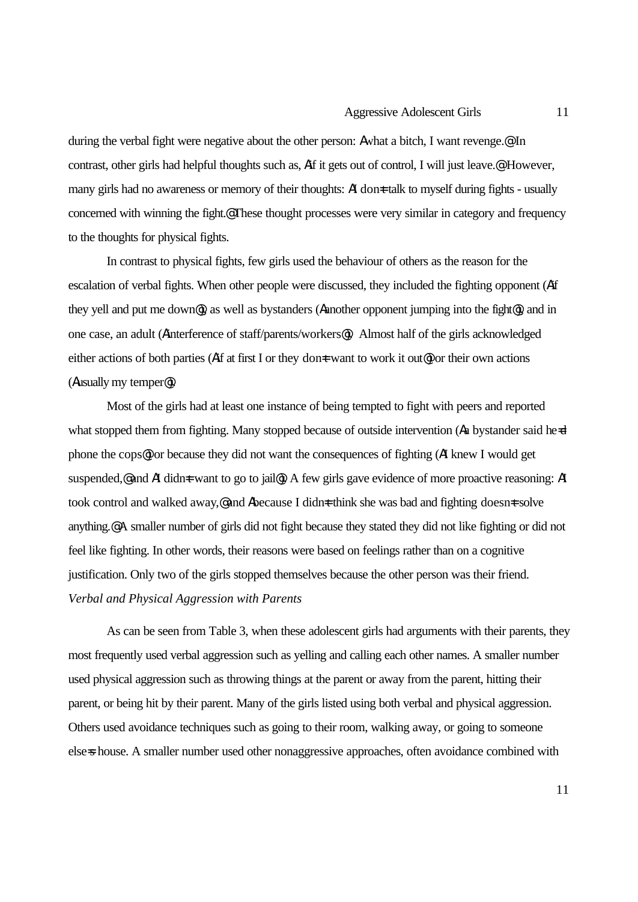during the verbal fight were negative about the other person: Awhat a bitch, I want revenge.@ In contrast, other girls had helpful thoughts such as, Aif it gets out of control, I will just leave.@ However, many girls had no awareness or memory of their thoughts: AI don=t talk to myself during fights - usually concerned with winning the fight.@ These thought processes were very similar in category and frequency to the thoughts for physical fights.

In contrast to physical fights, few girls used the behaviour of others as the reason for the escalation of verbal fights. When other people were discussed, they included the fighting opponent (Aif they yell and put me down@), as well as bystanders (Aanother opponent jumping into the fight@), and in one case, an adult (Ainterference of staff/parents/workers@). Almost half of the girls acknowledged either actions of both parties (Aif at first I or they don=t want to work it out@) or their own actions (Ausually my temper@).

Most of the girls had at least one instance of being tempted to fight with peers and reported what stopped them from fighting. Many stopped because of outside intervention (Aa bystander said he=d phone the cops@) or because they did not want the consequences of fighting (AI knew I would get suspended,@ and AI didn=t want to go to jail@). A few girls gave evidence of more proactive reasoning: AI took control and walked away,@ and Abecause I didn=t think she was bad and fighting doesn=t solve anything.@ A smaller number of girls did not fight because they stated they did not like fighting or did not feel like fighting. In other words, their reasons were based on feelings rather than on a cognitive justification. Only two of the girls stopped themselves because the other person was their friend.

*Verbal and Physical Aggression with Parents*

As can be seen from Table 3, when these adolescent girls had arguments with their parents, they most frequently used verbal aggression such as yelling and calling each other names. A smaller number used physical aggression such as throwing things at the parent or away from the parent, hitting their parent, or being hit by their parent. Many of the girls listed using both verbal and physical aggression. Others used avoidance techniques such as going to their room, walking away, or going to someone else=s house. A smaller number used other nonaggressive approaches, often avoidance combined with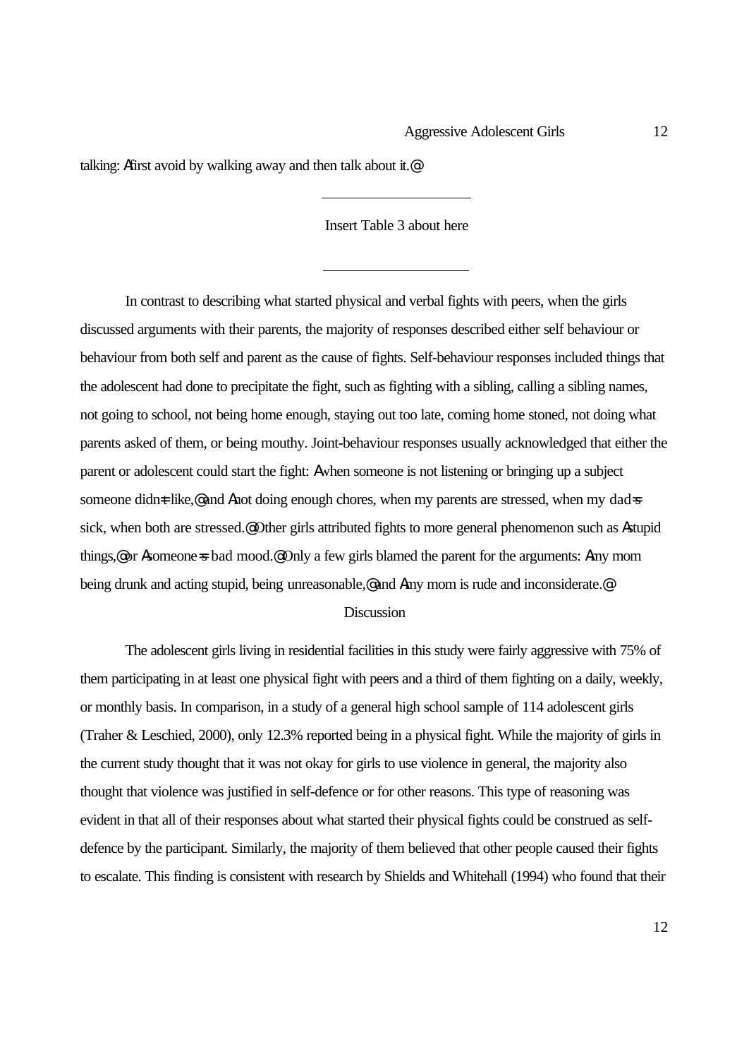talking: Afirst avoid by walking away and then talk about it.@

Insert Table 3 about here

In contrast to describing what started physical and verbal fights with peers, when the girls discussed arguments with their parents, the majority of responses described either self behaviour or behaviour from both self and parent as the cause of fights. Self-behaviour responses included things that the adolescent had done to precipitate the fight, such as fighting with a sibling, calling a sibling names, not going to school, not being home enough, staying out too late, coming home stoned, not doing what parents asked of them, or being mouthy. Joint-behaviour responses usually acknowledged that either the parent or adolescent could start the fight: Awhen someone is not listening or bringing up a subject someone didn=t like,@ and Anot doing enough chores, when my parents are stressed, when my dad=s sick, when both are stressed.@ Other girls attributed fights to more general phenomenon such as Astupid things,@ or Asomeone=s bad mood.@ Only a few girls blamed the parent for the arguments: Amy mom being drunk and acting stupid, being unreasonable,@ and Amy mom is rude and inconsiderate.@

## Discussion

The adolescent girls living in residential facilities in this study were fairly aggressive with 75% of them participating in at least one physical fight with peers and a third of them fighting on a daily, weekly, or monthly basis. In comparison, in a study of a general high school sample of 114 adolescent girls (Traher & Leschied, 2000), only 12.3% reported being in a physical fight. While the majority of girls in the current study thought that it was not okay for girls to use violence in general, the majority also thought that violence was justified in self-defence or for other reasons. This type of reasoning was evident in that all of their responses about what started their physical fights could be construed as self-defence by the participant. Similarly, the majority of them believed that other people caused their fights to escalate. This finding is consistent with research by Shields and Whitehall (1994) who found that their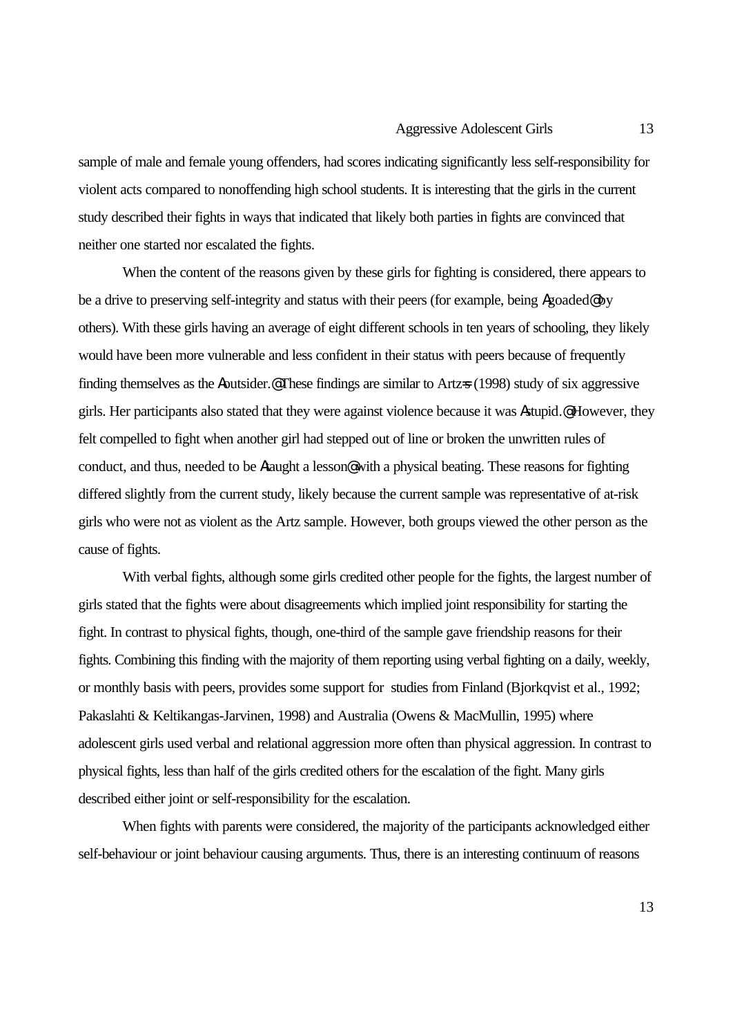sample of male and female young offenders, had scores indicating significantly less self-responsibility for violent acts compared to nonoffending high school students. It is interesting that the girls in the current study described their fights in ways that indicated that likely both parties in fights are convinced that neither one started nor escalated the fights.

When the content of the reasons given by these girls for fighting is considered, there appears to be a drive to preserving self-integrity and status with their peers (for example, being Agoaded@ by others). With these girls having an average of eight different schools in ten years of schooling, they likely would have been more vulnerable and less confident in their status with peers because of frequently finding themselves as the Aoutsider.@ These findings are similar to Artz=s (1998) study of six aggressive girls. Her participants also stated that they were against violence because it was Astupid.@ However, they felt compelled to fight when another girl had stepped out of line or broken the unwritten rules of conduct, and thus, needed to be Ataught a lesson@ with a physical beating. These reasons for fighting differed slightly from the current study, likely because the current sample was representative of at-risk girls who were not as violent as the Artz sample. However, both groups viewed the other person as the cause of fights.

With verbal fights, although some girls credited other people for the fights, the largest number of girls stated that the fights were about disagreements which implied joint responsibility for starting the fight. In contrast to physical fights, though, one-third of the sample gave friendship reasons for their fights. Combining this finding with the majority of them reporting using verbal fighting on a daily, weekly, or monthly basis with peers, provides some support for studies from Finland (Bjorkqvist et al., 1992; Pakaslahti & Keltikangas-Jarvinen, 1998) and Australia (Owens & MacMullin, 1995) where adolescent girls used verbal and relational aggression more often than physical aggression. In contrast to physical fights, less than half of the girls credited others for the escalation of the fight. Many girls described either joint or self-responsibility for the escalation.

When fights with parents were considered, the majority of the participants acknowledged either self-behaviour or joint behaviour causing arguments. Thus, there is an interesting continuum of reasons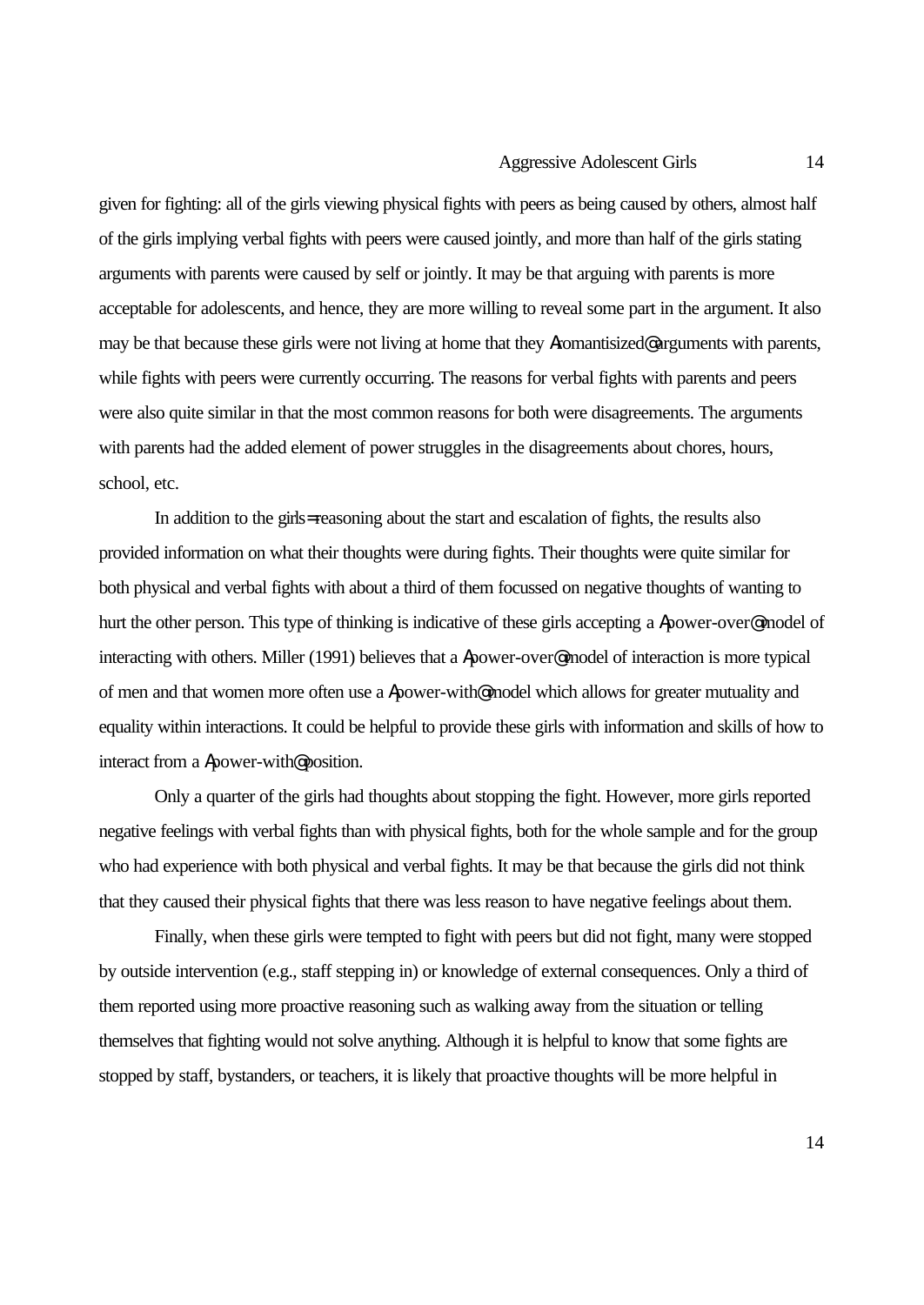given for fighting: all of the girls viewing physical fights with peers as being caused by others, almost half of the girls implying verbal fights with peers were caused jointly, and more than half of the girls stating arguments with parents were caused by self or jointly. It may be that arguing with parents is more acceptable for adolescents, and hence, they are more willing to reveal some part in the argument. It also may be that because these girls were not living at home that they Aromantisized@ arguments with parents, while fights with peers were currently occurring. The reasons for verbal fights with parents and peers were also quite similar in that the most common reasons for both were disagreements. The arguments with parents had the added element of power struggles in the disagreements about chores, hours, school, etc.

In addition to the girls= reasoning about the start and escalation of fights, the results also provided information on what their thoughts were during fights. Their thoughts were quite similar for both physical and verbal fights with about a third of them focussed on negative thoughts of wanting to hurt the other person. This type of thinking is indicative of these girls accepting a Apower-over@ model of interacting with others. Miller (1991) believes that a Apower-over@ model of interaction is more typical of men and that women more often use a Apower-with@ model which allows for greater mutuality and equality within interactions. It could be helpful to provide these girls with information and skills of how to interact from a Apower-with@ position.

Only a quarter of the girls had thoughts about stopping the fight. However, more girls reported negative feelings with verbal fights than with physical fights, both for the whole sample and for the group who had experience with both physical and verbal fights. It may be that because the girls did not think that they caused their physical fights that there was less reason to have negative feelings about them.

Finally, when these girls were tempted to fight with peers but did not fight, many were stopped by outside intervention (e.g., staff stepping in) or knowledge of external consequences. Only a third of them reported using more proactive reasoning such as walking away from the situation or telling themselves that fighting would not solve anything. Although it is helpful to know that some fights are stopped by staff, bystanders, or teachers, it is likely that proactive thoughts will be more helpful in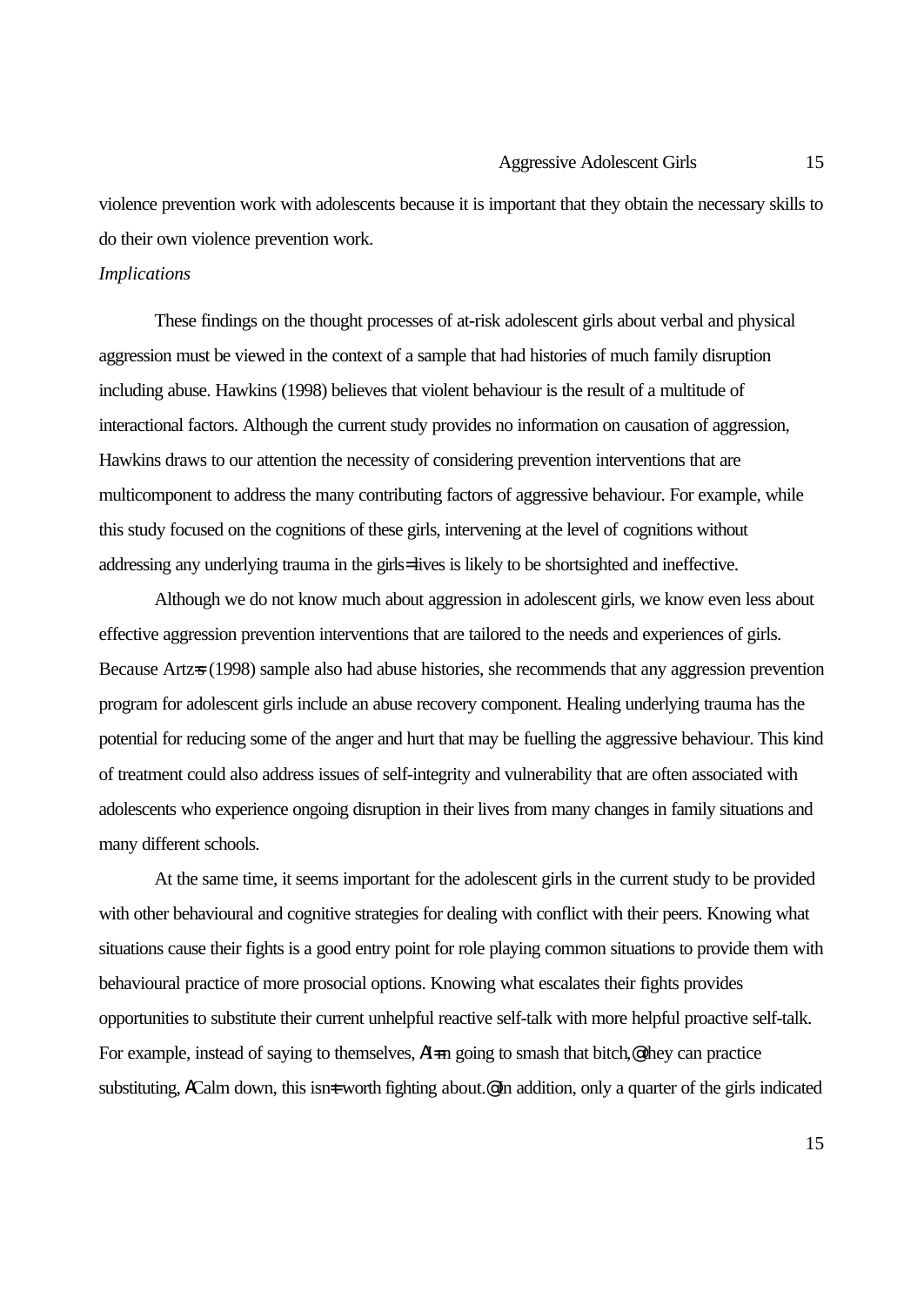violence prevention work with adolescents because it is important that they obtain the necessary skills to do their own violence prevention work.

*Implications*

These findings on the thought processes of at-risk adolescent girls about verbal and physical aggression must be viewed in the context of a sample that had histories of much family disruption including abuse. Hawkins (1998) believes that violent behaviour is the result of a multitude of interactional factors. Although the current study provides no information on causation of aggression, Hawkins draws to our attention the necessity of considering prevention interventions that are multicomponent to address the many contributing factors of aggressive behaviour. For example, while this study focused on the cognitions of these girls, intervening at the level of cognitions without addressing any underlying trauma in the girls=lives is likely to be shortsighted and ineffective.

Although we do not know much about aggression in adolescent girls, we know even less about effective aggression prevention interventions that are tailored to the needs and experiences of girls. Because Artz=s (1998) sample also had abuse histories, she recommends that any aggression prevention program for adolescent girls include an abuse recovery component. Healing underlying trauma has the potential for reducing some of the anger and hurt that may be fuelling the aggressive behaviour. This kind of treatment could also address issues of self-integrity and vulnerability that are often associated with adolescents who experience ongoing disruption in their lives from many changes in family situations and many different schools.

At the same time, it seems important for the adolescent girls in the current study to be provided with other behavioural and cognitive strategies for dealing with conflict with their peers. Knowing what situations cause their fights is a good entry point for role playing common situations to provide them with behavioural practice of more prosocial options. Knowing what escalates their fights provides opportunities to substitute their current unhelpful reactive self-talk with more helpful proactive self-talk. For example, instead of saying to themselves, AI=m going to smash that bitch,@ they can practice substituting, ACalm down, this isn=t worth fighting about.@ In addition, only a quarter of the girls indicated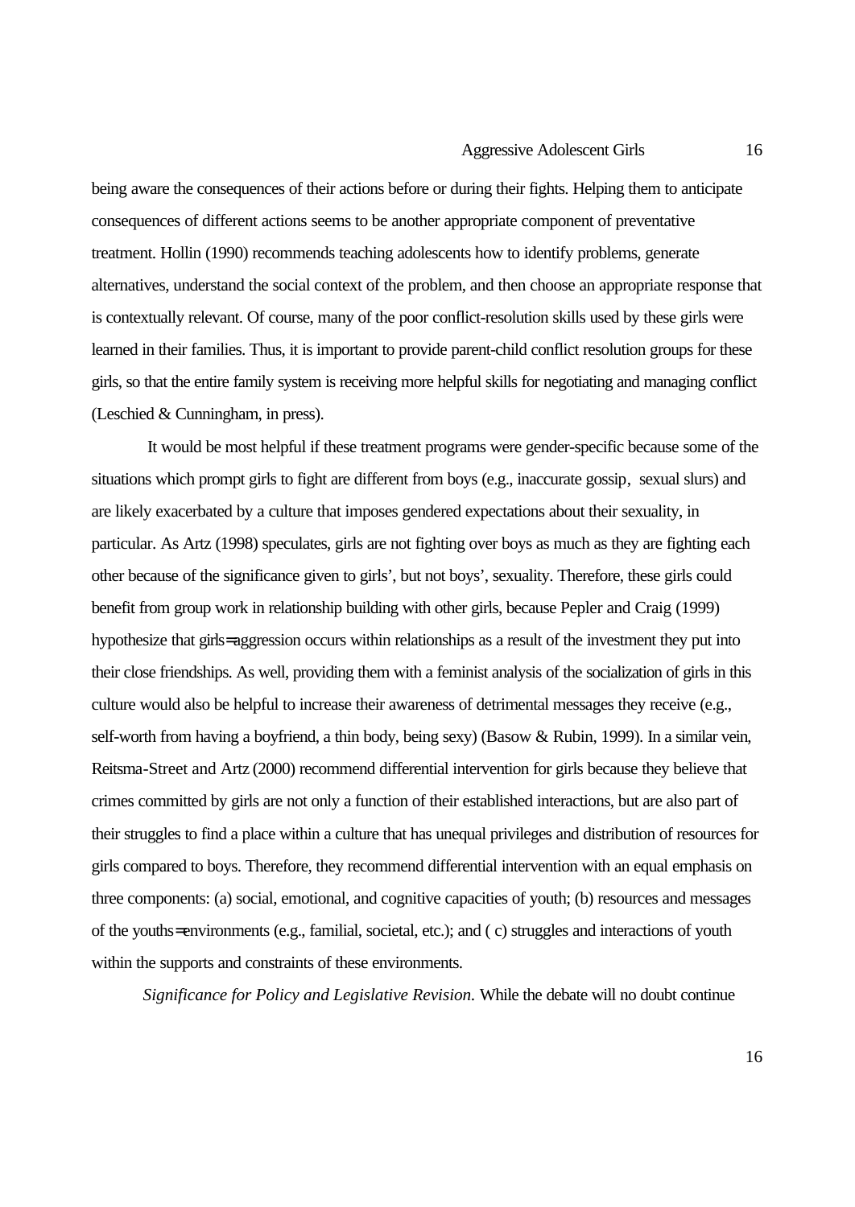being aware the consequences of their actions before or during their fights. Helping them to anticipate consequences of different actions seems to be another appropriate component of preventative treatment. Hollin (1990) recommends teaching adolescents how to identify problems, generate alternatives, understand the social context of the problem, and then choose an appropriate response that is contextually relevant. Of course, many of the poor conflict-resolution skills used by these girls were learned in their families. Thus, it is important to provide parent-child conflict resolution groups for these girls, so that the entire family system is receiving more helpful skills for negotiating and managing conflict (Leschied & Cunningham, in press).

It would be most helpful if these treatment programs were gender-specific because some of the situations which prompt girls to fight are different from boys (e.g., inaccurate gossip, sexual slurs) and are likely exacerbated by a culture that imposes gendered expectations about their sexuality, in particular. As Artz (1998) speculates, girls are not fighting over boys as much as they are fighting each other because of the significance given to girls', but not boys', sexuality. Therefore, these girls could benefit from group work in relationship building with other girls, because Pepler and Craig (1999) hypothesize that girls= aggression occurs within relationships as a result of the investment they put into their close friendships. As well, providing them with a feminist analysis of the socialization of girls in this culture would also be helpful to increase their awareness of detrimental messages they receive (e.g., self-worth from having a boyfriend, a thin body, being sexy) (Basow & Rubin, 1999). In a similar vein, Reitsma-Street and Artz (2000) recommend differential intervention for girls because they believe that crimes committed by girls are not only a function of their established interactions, but are also part of their struggles to find a place within a culture that has unequal privileges and distribution of resources for girls compared to boys. Therefore, they recommend differential intervention with an equal emphasis on three components: (a) social, emotional, and cognitive capacities of youth; (b) resources and messages of the youths= environments (e.g., familial, societal, etc.); and ( c) struggles and interactions of youth within the supports and constraints of these environments.

*Significance for Policy and Legislative Revision.* While the debate will no doubt continue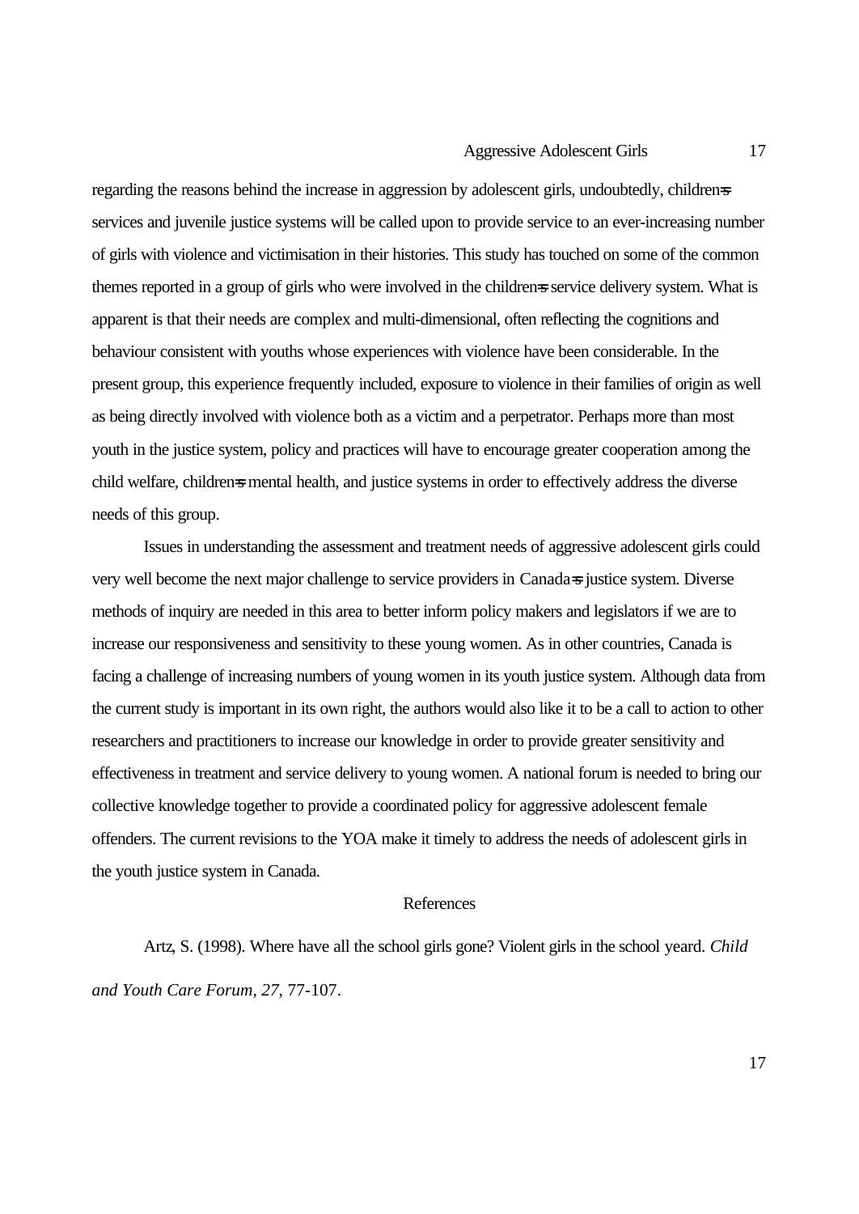regarding the reasons behind the increase in aggression by adolescent girls, undoubtedly, children=s services and juvenile justice systems will be called upon to provide service to an ever-increasing number of girls with violence and victimisation in their histories. This study has touched on some of the common themes reported in a group of girls who were involved in the children=s service delivery system. What is apparent is that their needs are complex and multi-dimensional, often reflecting the cognitions and behaviour consistent with youths whose experiences with violence have been considerable. In the present group, this experience frequently included, exposure to violence in their families of origin as well as being directly involved with violence both as a victim and a perpetrator. Perhaps more than most youth in the justice system, policy and practices will have to encourage greater cooperation among the child welfare, children=s mental health, and justice systems in order to effectively address the diverse needs of this group.

Issues in understanding the assessment and treatment needs of aggressive adolescent girls could very well become the next major challenge to service providers in Canada=s justice system. Diverse methods of inquiry are needed in this area to better inform policy makers and legislators if we are to increase our responsiveness and sensitivity to these young women. As in other countries, Canada is facing a challenge of increasing numbers of young women in its youth justice system. Although data from the current study is important in its own right, the authors would also like it to be a call to action to other researchers and practitioners to increase our knowledge in order to provide greater sensitivity and effectiveness in treatment and service delivery to young women. A national forum is needed to bring our collective knowledge together to provide a coordinated policy for aggressive adolescent female offenders. The current revisions to the YOA make it timely to address the needs of adolescent girls in the youth justice system in Canada.

## References

Artz, S. (1998). Where have all the school girls gone? Violent girls in the school yeard. *Child and Youth Care Forum, 27*, 77-107.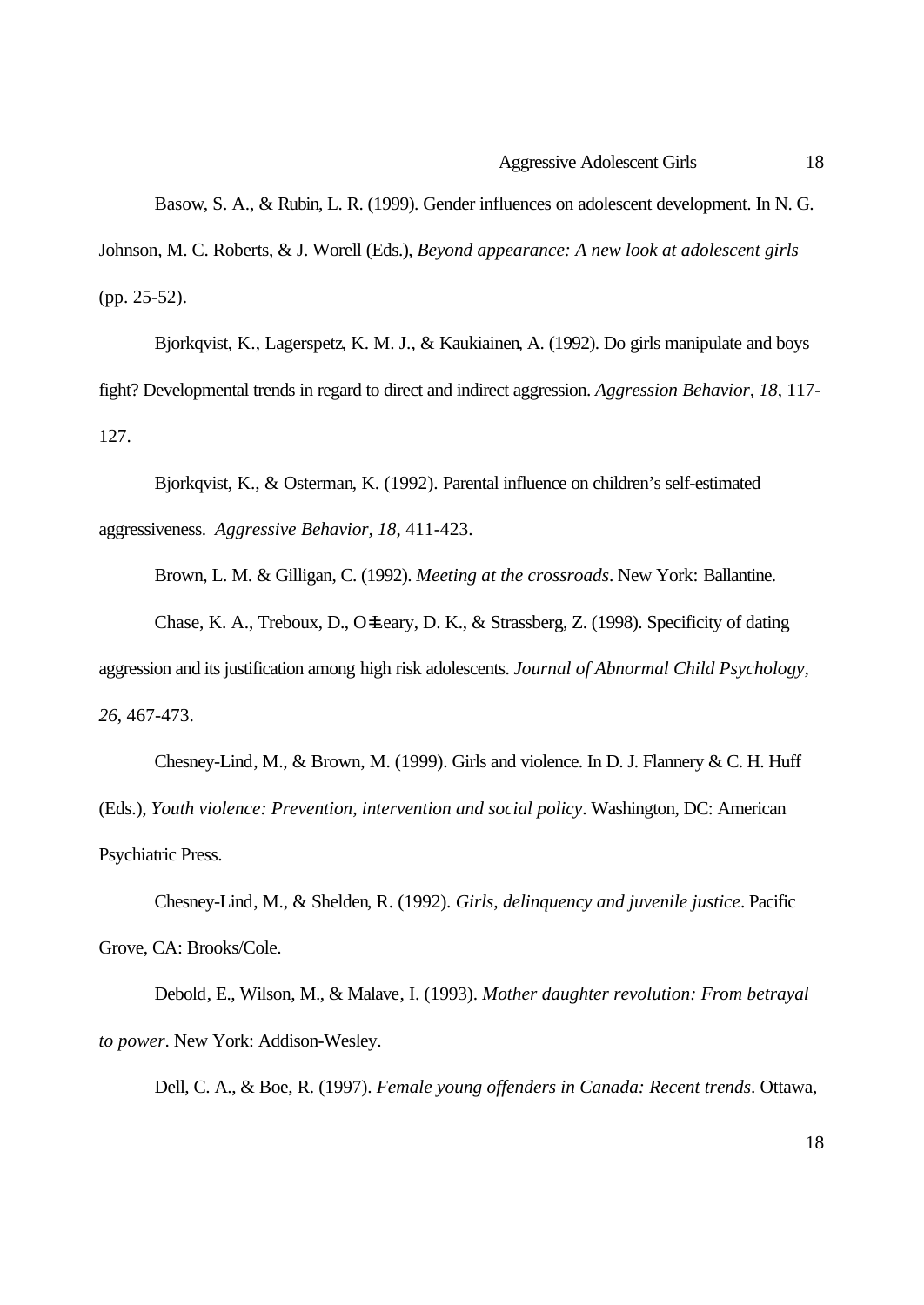Basow, S. A., & Rubin, L. R. (1999). Gender influences on adolescent development. In N. G. Johnson, M. C. Roberts, & J. Worell (Eds.), *Beyond appearance: A new look at adolescent girls* (pp. 25-52).

Bjorkqvist, K., Lagerspetz, K. M. J., & Kaukiainen, A. (1992). Do girls manipulate and boys fight? Developmental trends in regard to direct and indirect aggression. *Aggression Behavior, 18*, 117-127.

Bjorkqvist, K., & Osterman, K. (1992). Parental influence on children's self-estimated aggressiveness. *Aggressive Behavior, 18*, 411-423.

Brown, L. M. & Gilligan, C. (1992). *Meeting at the crossroads*. New York: Ballantine.

Chase, K. A., Treboux, D., O±Leary, D. K., & Strassberg, Z. (1998). Specificity of dating aggression and its justification among high risk adolescents. *Journal of Abnormal Child Psychology, 26*, 467-473.

Chesney-Lind, M., & Brown, M. (1999). Girls and violence. In D. J. Flannery & C. H. Huff (Eds.), *Youth violence: Prevention, intervention and social policy*. Washington, DC: American Psychiatric Press.

Chesney-Lind, M., & Shelden, R. (1992). *Girls, delinquency and juvenile justice*. Pacific Grove, CA: Brooks/Cole.

Debold, E., Wilson, M., & Malave, I. (1993). *Mother daughter revolution: From betrayal to power*. New York: Addison-Wesley.

Dell, C. A., & Boe, R. (1997). *Female young offenders in Canada: Recent trends*. Ottawa,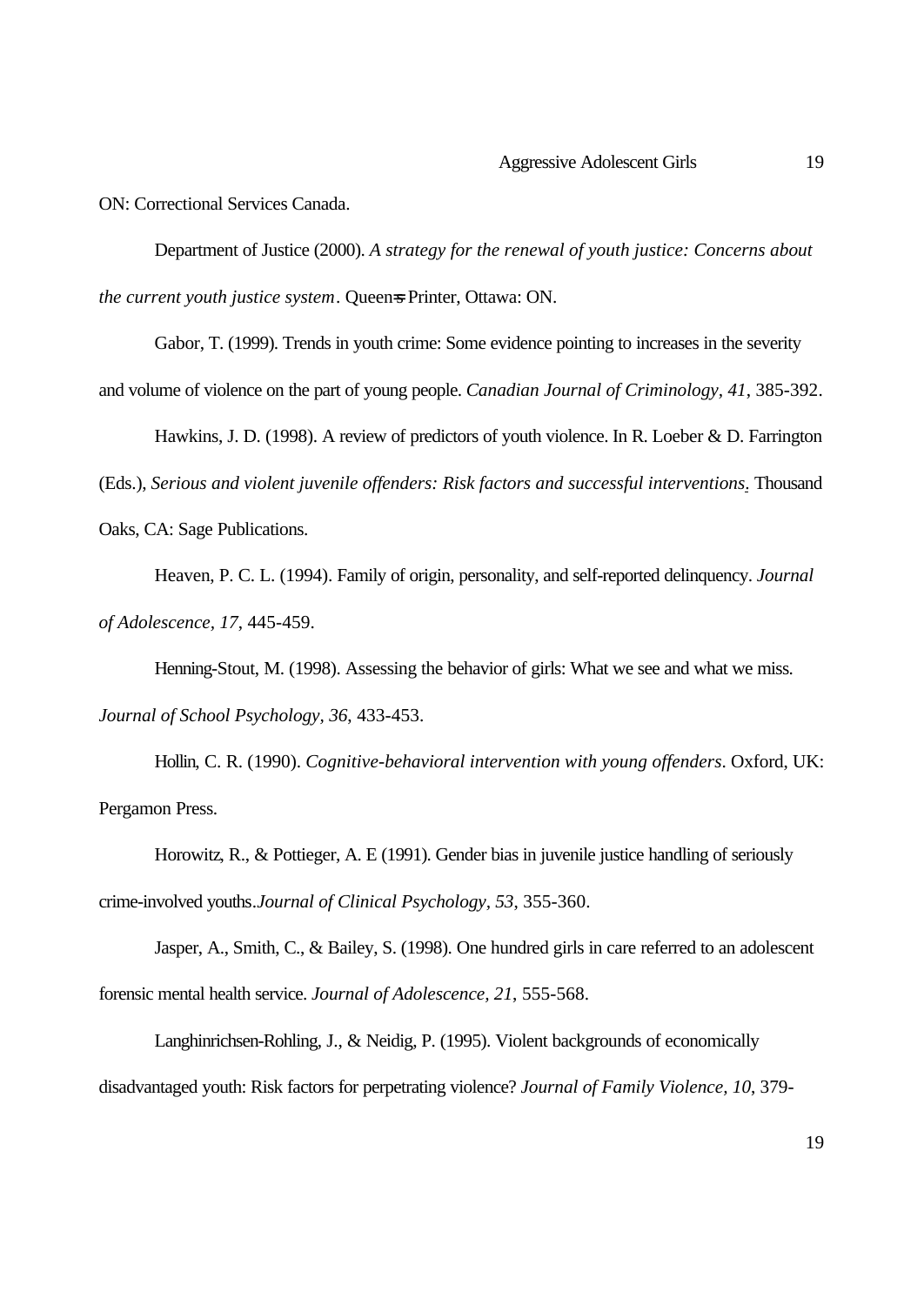ON: Correctional Services Canada.

Department of Justice (2000). *A strategy for the renewal of youth justice: Concerns about the current youth justice system*. Queen=s Printer, Ottawa: ON.

Gabor, T. (1999). Trends in youth crime: Some evidence pointing to increases in the severity and volume of violence on the part of young people. *Canadian Journal of Criminology, 41*, 385-392.

Hawkins, J. D. (1998). A review of predictors of youth violence. In R. Loeber & D. Farrington (Eds.), *Serious and violent juvenile offenders: Risk factors and successful interventions*. Thousand Oaks, CA: Sage Publications.

Heaven, P. C. L. (1994). Family of origin, personality, and self-reported delinquency. *Journal of Adolescence, 17*, 445-459.

Henning-Stout, M. (1998). Assessing the behavior of girls: What we see and what we miss. *Journal of School Psychology, 36*, 433-453.

Hollin, C. R. (1990). *Cognitive-behavioral intervention with young offenders*. Oxford, UK: Pergamon Press.

Horowitz, R., & Pottieger, A. E (1991). Gender bias in juvenile justice handling of seriously crime-involved youths.*Journal of Clinical Psychology, 53*, 355-360.

Jasper, A., Smith, C., & Bailey, S. (1998). One hundred girls in care referred to an adolescent forensic mental health service. *Journal of Adolescence, 21*, 555-568.

Langhinrichsen-Rohling, J., & Neidig, P. (1995). Violent backgrounds of economically disadvantaged youth: Risk factors for perpetrating violence? *Journal of Family Violence, 10*, 379-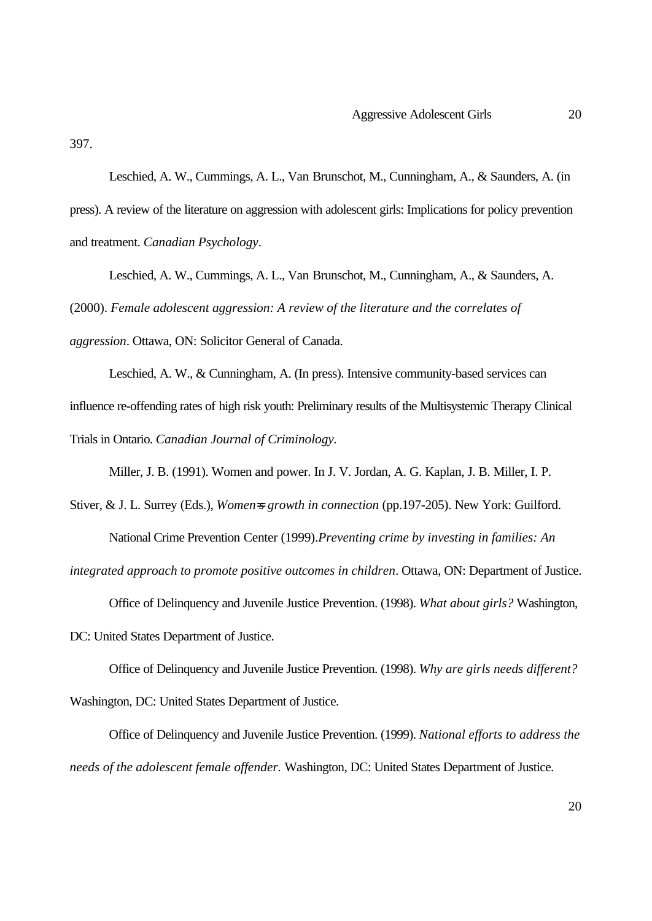397.

Leschied, A. W., Cummings, A. L., Van Brunschot, M., Cunningham, A., & Saunders, A. (in press). A review of the literature on aggression with adolescent girls: Implications for policy prevention and treatment. *Canadian Psychology*.

Leschied, A. W., Cummings, A. L., Van Brunschot, M., Cunningham, A., & Saunders, A. (2000). *Female adolescent aggression: A review of the literature and the correlates of aggression*. Ottawa, ON: Solicitor General of Canada.

Leschied, A. W., & Cunningham, A. (In press). Intensive community-based services can influence re-offending rates of high risk youth: Preliminary results of the Multisystemic Therapy Clinical Trials in Ontario. *Canadian Journal of Criminology*.

Miller, J. B. (1991). Women and power. In J. V. Jordan, A. G. Kaplan, J. B. Miller, I. P. Stiver, & J. L. Surrey (Eds.), *Women=s growth in connection* (pp.197-205). New York: Guilford.

National Crime Prevention Center (1999).*Preventing crime by investing in families: An integrated approach to promote positive outcomes in children*. Ottawa, ON: Department of Justice.

Office of Delinquency and Juvenile Justice Prevention. (1998). *What about girls?* Washington, DC: United States Department of Justice.

Office of Delinquency and Juvenile Justice Prevention. (1998). *Why are girls needs different?* Washington, DC: United States Department of Justice.

Office of Delinquency and Juvenile Justice Prevention. (1999). *National efforts to address the needs of the adolescent female offender.* Washington, DC: United States Department of Justice.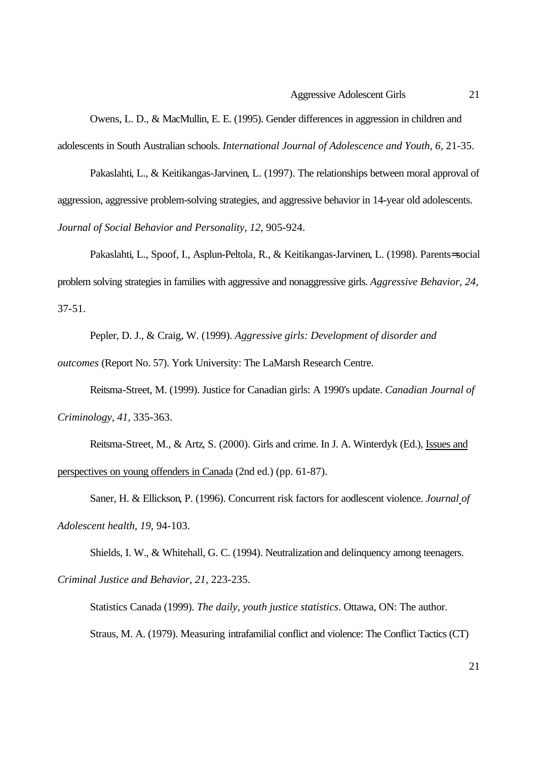Owens, L. D., & MacMullin, E. E. (1995). Gender differences in aggression in children and adolescents in South Australian schools. *International Journal of Adolescence and Youth, 6*, 21-35.

Pakaslahti, L., & Keitikangas-Jarvinen, L. (1997). The relationships between moral approval of aggression, aggressive problem-solving strategies, and aggressive behavior in 14-year old adolescents. *Journal of Social Behavior and Personality, 12*, 905-924.

Pakaslahti, L., Spoof, I., Asplun-Peltola, R., & Keitikangas-Jarvinen, L. (1998). Parents=social problem solving strategies in families with aggressive and nonaggressive girls. *Aggressive Behavior, 24*, 37-51.

Pepler, D. J., & Craig, W. (1999). *Aggressive girls: Development of disorder and outcomes* (Report No. 57). York University: The LaMarsh Research Centre.

Reitsma-Street, M. (1999). Justice for Canadian girls: A 1990's update. *Canadian Journal of Criminology, 41*, 335-363.

Reitsma-Street, M., & Artz, S. (2000). Girls and crime. In J. A. Winterdyk (Ed.), <u>Issues and perspectives on young offenders in Canada</u> (2nd ed.) (pp. 61-87).

Saner, H. & Ellickson, P. (1996). Concurrent risk factors for aodlescent violence. *Journal of Adolescent health, 19*, 94-103.

Shields, I. W., & Whitehall, G. C. (1994). Neutralization and delinquency among teenagers. *Criminal Justice and Behavior, 21*, 223-235.

Statistics Canada (1999). *The daily, youth justice statistics*. Ottawa, ON: The author.

Straus, M. A. (1979). Measuring intrafamilial conflict and violence: The Conflict Tactics (CT)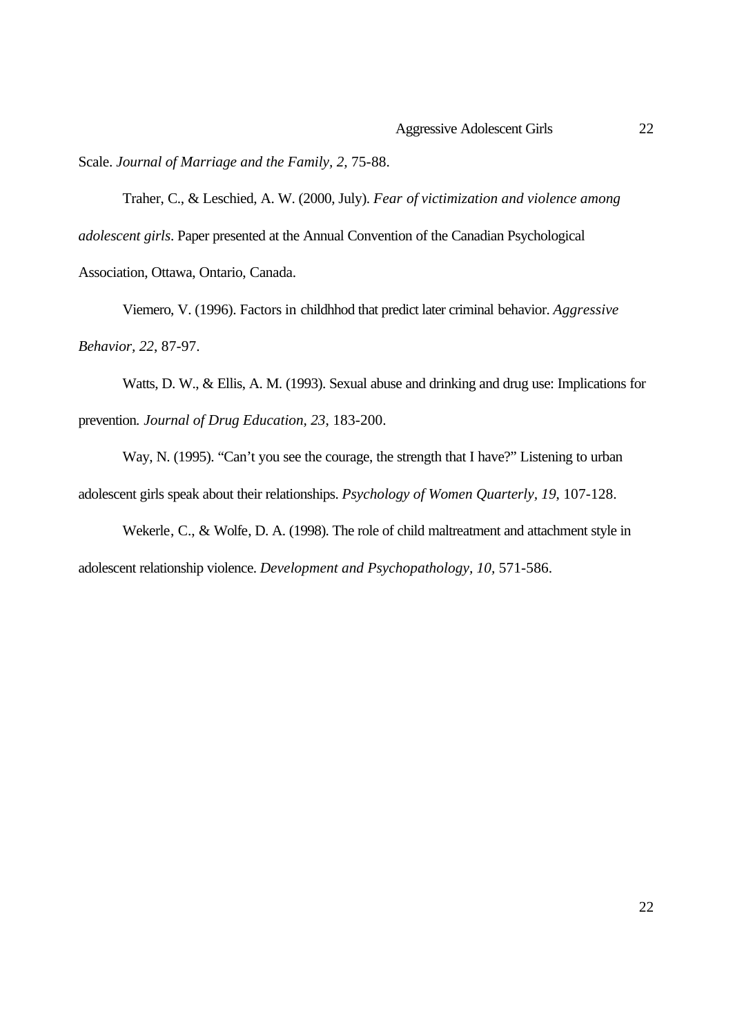Scale. *Journal of Marriage and the Family, 2*, 75-88.

Traher, C., & Leschied, A. W. (2000, July). *Fear of victimization and violence among adolescent girls*. Paper presented at the Annual Convention of the Canadian Psychological Association, Ottawa, Ontario, Canada.

Viemero, V. (1996). Factors in childhhod that predict later criminal behavior. *Aggressive Behavior, 22*, 87-97.

Watts, D. W., & Ellis, A. M. (1993). Sexual abuse and drinking and drug use: Implications for prevention. *Journal of Drug Education, 23*, 183-200.

Way, N. (1995). "Can't you see the courage, the strength that I have?" Listening to urban adolescent girls speak about their relationships. *Psychology of Women Quarterly, 19*, 107-128.

Wekerle, C., & Wolfe, D. A. (1998). The role of child maltreatment and attachment style in adolescent relationship violence. *Development and Psychopathology, 10*, 571-586.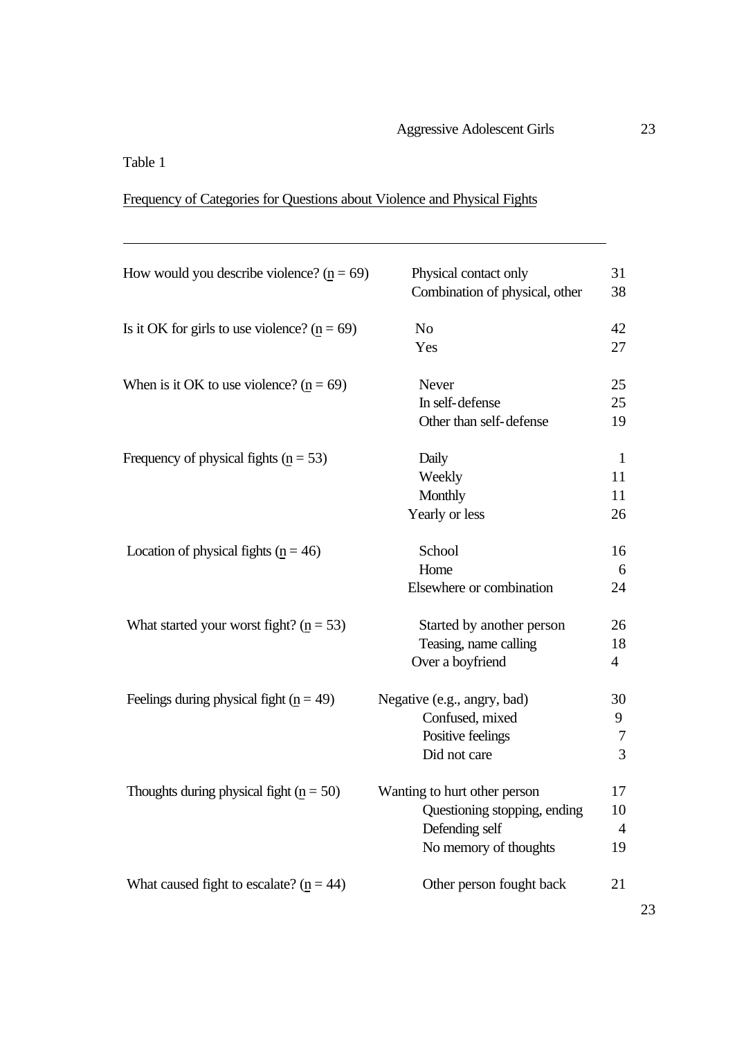Table 1

Frequency of Categories for Questions about Violence and Physical Fights

| Question | Category | Frequency |
|---|---|---|
| How would you describe violence? (n = 69) | Physical contact only | 31 |
| | Combination of physical, other | 38 |
| Is it OK for girls to use violence? (n = 69) | No | 42 |
| | Yes | 27 |
| When is it OK to use violence? (n = 69) | Never | 25 |
| | In self-defense | 25 |
| | Other than self-defense | 19 |
| Frequency of physical fights (n = 53) | Daily | 1 |
| | Weekly | 11 |
| | Monthly | 11 |
| | Yearly or less | 26 |
| Location of physical fights (n = 46) | School | 16 |
| | Home | 6 |
| | Elsewhere or combination | 24 |
| What started your worst fight? (n = 53) | Started by another person | 26 |
| | Teasing, name calling | 18 |
| | Over a boyfriend | 4 |
| Feelings during physical fight (n = 49) | Negative (e.g., angry, bad) | 30 |
| | Confused, mixed | 9 |
| | Positive feelings | 7 |
| | Did not care | 3 |
| Thoughts during physical fight (n = 50) | Wanting to hurt other person | 17 |
| | Questioning stopping, ending | 10 |
| | Defending self | 4 |
| | No memory of thoughts | 19 |
| What caused fight to escalate? (n = 44) | Other person fought back | 21 |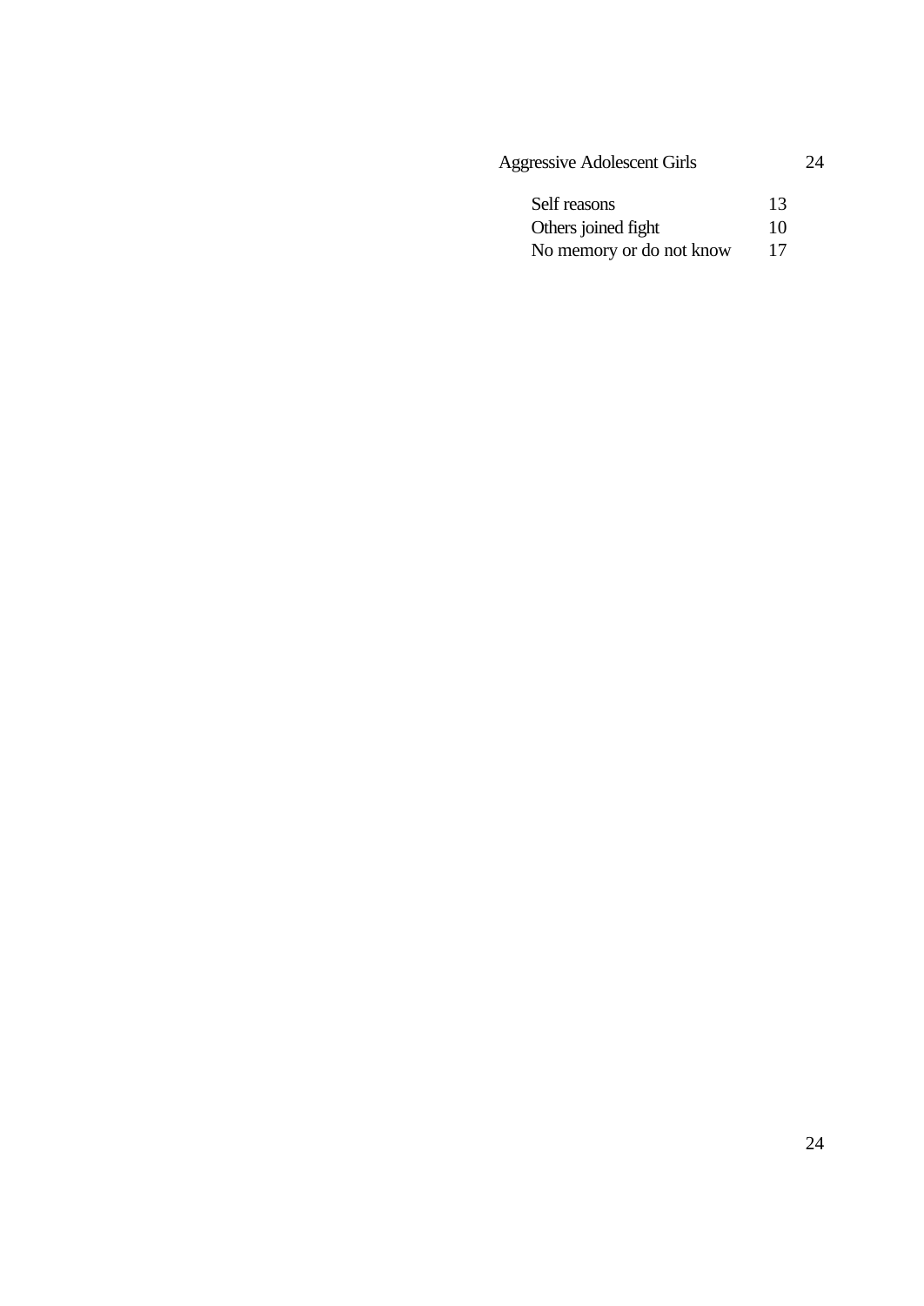| | |
|---|---|
| Self reasons | 13 |
| Others joined fight | 10 |
| No memory or do not know | 17 |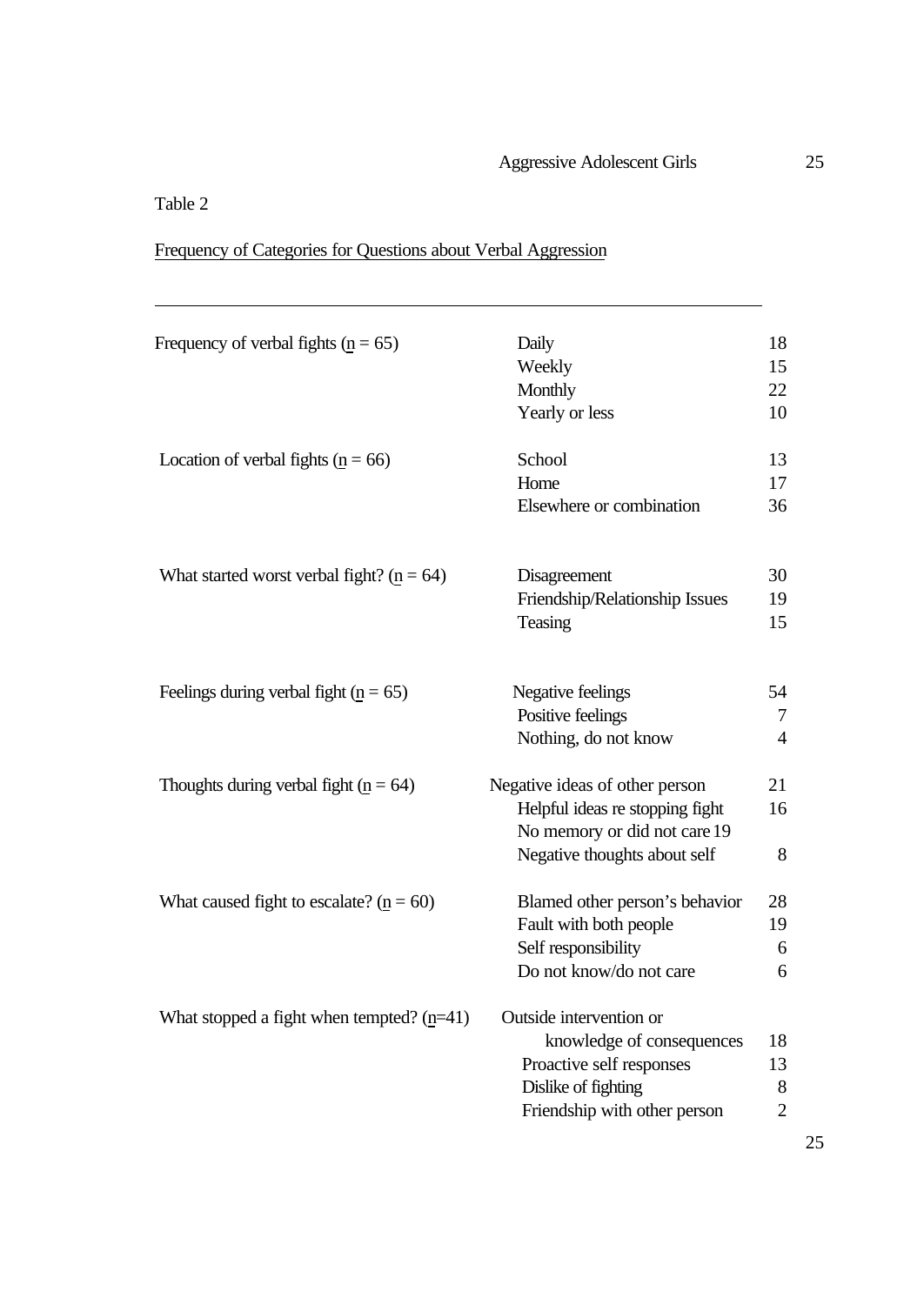Table 2

Frequency of Categories for Questions about Verbal Aggression

| Question | Category | Frequency |
|---|---|---|
| Frequency of verbal fights ($n = 65$) | Daily | 18 |
| | Weekly | 15 |
| | Monthly | 22 |
| | Yearly or less | 10 |
| Location of verbal fights ($n = 66$) | School | 13 |
| | Home | 17 |
| | Elsewhere or combination | 36 |
| What started worst verbal fight? ($n = 64$) | Disagreement | 30 |
| | Friendship/Relationship Issues | 19 |
| | Teasing | 15 |
| Feelings during verbal fight ($n = 65$) | Negative feelings | 54 |
| | Positive feelings | 7 |
| | Nothing, do not know | 4 |
| Thoughts during verbal fight ($n = 64$) | Negative ideas of other person | 21 |
| | Helpful ideas re stopping fight | 16 |
| | No memory or did not care | 19 |
| | Negative thoughts about self | 8 |
| What caused fight to escalate? ($n = 60$) | Blamed other person's behavior | 28 |
| | Fault with both people | 19 |
| | Self responsibility | 6 |
| | Do not know/do not care | 6 |
| What stopped a fight when tempted? ($n=41$) | Outside intervention or knowledge of consequences | 18 |
| | Proactive self responses | 13 |
| | Dislike of fighting | 8 |
| | Friendship with other person | 2 |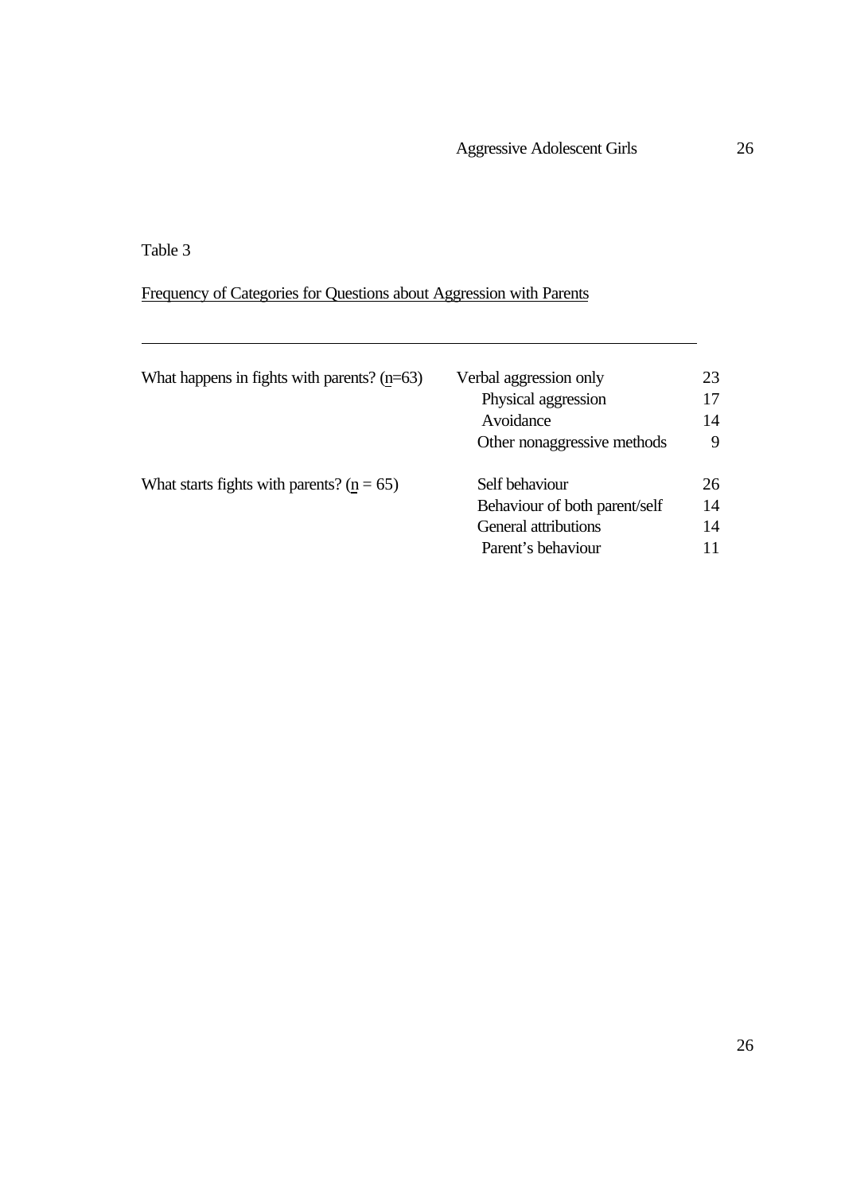Table 3

Frequency of Categories for Questions about Aggression with Parents

| | | |
|---|---|---|
| What happens in fights with parents? (n=63) | Verbal aggression only | 23 |
| | Physical aggression | 17 |
| | Avoidance | 14 |
| | Other nonaggressive methods | 9 |
| What starts fights with parents? (n = 65) | Self behaviour | 26 |
| | Behaviour of both parent/self | 14 |
| | General attributions | 14 |
| | Parent's behaviour | 11 |